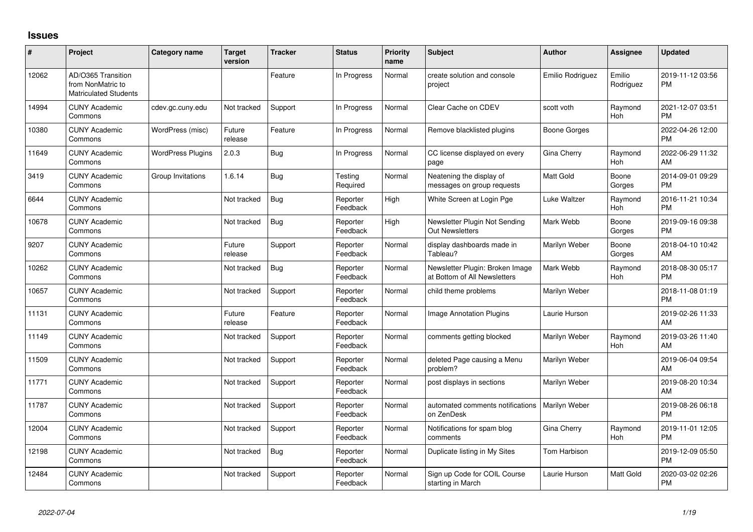## Issues

| # | Project | Category name | Target version | Tracker | Status | Priority name | Subject | Author | Assignee | Updated |
|---|---|---|---|---|---|---|---|---|---|---|
| 12062 | AD/O365 Transition from NonMatric to Matriculated Students | | | Feature | In Progress | Normal | create solution and console project | Emilio Rodriguez | Emilio Rodriguez | 2019-11-12 03:56 PM |
| 14994 | CUNY Academic Commons | cdev.gc.cuny.edu | Not tracked | Support | In Progress | Normal | Clear Cache on CDEV | scott voth | Raymond Hoh | 2021-12-07 03:51 PM |
| 10380 | CUNY Academic Commons | WordPress (misc) | Future release | Feature | In Progress | Normal | Remove blacklisted plugins | Boone Gorges | | 2022-04-26 12:00 PM |
| 11649 | CUNY Academic Commons | WordPress Plugins | 2.0.3 | Bug | In Progress | Normal | CC license displayed on every page | Gina Cherry | Raymond Hoh | 2022-06-29 11:32 AM |
| 3419 | CUNY Academic Commons | Group Invitations | 1.6.14 | Bug | Testing Required | Normal | Neatening the display of messages on group requests | Matt Gold | Boone Gorges | 2014-09-01 09:29 PM |
| 6644 | CUNY Academic Commons | | Not tracked | Bug | Reporter Feedback | High | White Screen at Login Pge | Luke Waltzer | Raymond Hoh | 2016-11-21 10:34 PM |
| 10678 | CUNY Academic Commons | | Not tracked | Bug | Reporter Feedback | High | Newsletter Plugin Not Sending Out Newsletters | Mark Webb | Boone Gorges | 2019-09-16 09:38 PM |
| 9207 | CUNY Academic Commons | | Future release | Support | Reporter Feedback | Normal | display dashboards made in Tableau? | Marilyn Weber | Boone Gorges | 2018-04-10 10:42 AM |
| 10262 | CUNY Academic Commons | | Not tracked | Bug | Reporter Feedback | Normal | Newsletter Plugin: Broken Image at Bottom of All Newsletters | Mark Webb | Raymond Hoh | 2018-08-30 05:17 PM |
| 10657 | CUNY Academic Commons | | Not tracked | Support | Reporter Feedback | Normal | child theme problems | Marilyn Weber | | 2018-11-08 01:19 PM |
| 11131 | CUNY Academic Commons | | Future release | Feature | Reporter Feedback | Normal | Image Annotation Plugins | Laurie Hurson | | 2019-02-26 11:33 AM |
| 11149 | CUNY Academic Commons | | Not tracked | Support | Reporter Feedback | Normal | comments getting blocked | Marilyn Weber | Raymond Hoh | 2019-03-26 11:40 AM |
| 11509 | CUNY Academic Commons | | Not tracked | Support | Reporter Feedback | Normal | deleted Page causing a Menu problem? | Marilyn Weber | | 2019-06-04 09:54 AM |
| 11771 | CUNY Academic Commons | | Not tracked | Support | Reporter Feedback | Normal | post displays in sections | Marilyn Weber | | 2019-08-20 10:34 AM |
| 11787 | CUNY Academic Commons | | Not tracked | Support | Reporter Feedback | Normal | automated comments notifications on ZenDesk | Marilyn Weber | | 2019-08-26 06:18 PM |
| 12004 | CUNY Academic Commons | | Not tracked | Support | Reporter Feedback | Normal | Notifications for spam blog comments | Gina Cherry | Raymond Hoh | 2019-11-01 12:05 PM |
| 12198 | CUNY Academic Commons | | Not tracked | Bug | Reporter Feedback | Normal | Duplicate listing in My Sites | Tom Harbison | | 2019-12-09 05:50 PM |
| 12484 | CUNY Academic Commons | | Not tracked | Support | Reporter Feedback | Normal | Sign up Code for COIL Course starting in March | Laurie Hurson | Matt Gold | 2020-03-02 02:26 PM |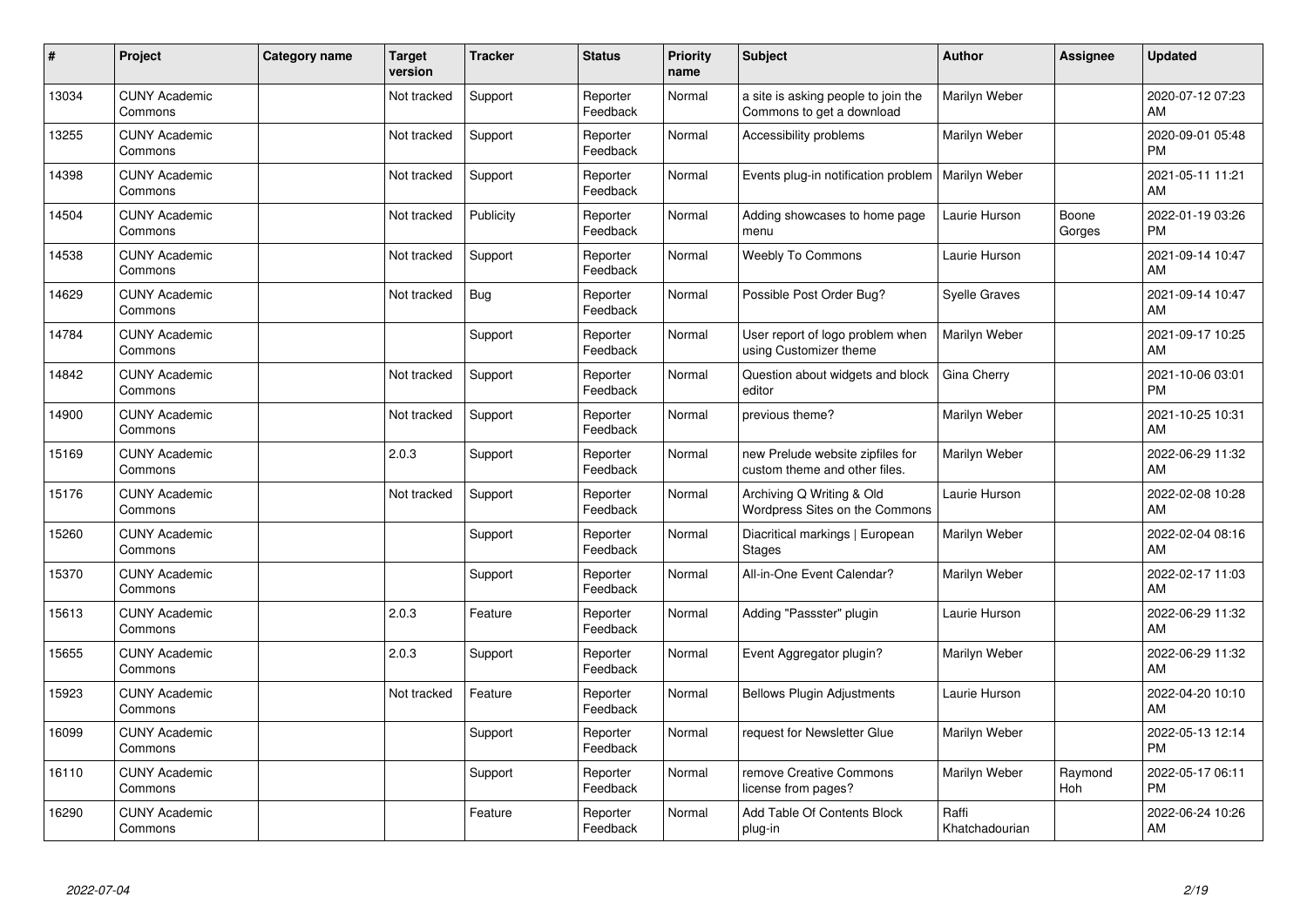| # | Project | Category name | Target version | Tracker | Status | Priority name | Subject | Author | Assignee | Updated |
|---|---|---|---|---|---|---|---|---|---|---|
| 13034 | CUNY Academic Commons | | Not tracked | Support | Reporter Feedback | Normal | a site is asking people to join the Commons to get a download | Marilyn Weber | | 2020-07-12 07:23 AM |
| 13255 | CUNY Academic Commons | | Not tracked | Support | Reporter Feedback | Normal | Accessibility problems | Marilyn Weber | | 2020-09-01 05:48 PM |
| 14398 | CUNY Academic Commons | | Not tracked | Support | Reporter Feedback | Normal | Events plug-in notification problem | Marilyn Weber | | 2021-05-11 11:21 AM |
| 14504 | CUNY Academic Commons | | Not tracked | Publicity | Reporter Feedback | Normal | Adding showcases to home page menu | Laurie Hurson | Boone Gorges | 2022-01-19 03:26 PM |
| 14538 | CUNY Academic Commons | | Not tracked | Support | Reporter Feedback | Normal | Weebly To Commons | Laurie Hurson | | 2021-09-14 10:47 AM |
| 14629 | CUNY Academic Commons | | Not tracked | Bug | Reporter Feedback | Normal | Possible Post Order Bug? | Syelle Graves | | 2021-09-14 10:47 AM |
| 14784 | CUNY Academic Commons | | | Support | Reporter Feedback | Normal | User report of logo problem when using Customizer theme | Marilyn Weber | | 2021-09-17 10:25 AM |
| 14842 | CUNY Academic Commons | | Not tracked | Support | Reporter Feedback | Normal | Question about widgets and block editor | Gina Cherry | | 2021-10-06 03:01 PM |
| 14900 | CUNY Academic Commons | | Not tracked | Support | Reporter Feedback | Normal | previous theme? | Marilyn Weber | | 2021-10-25 10:31 AM |
| 15169 | CUNY Academic Commons | | 2.0.3 | Support | Reporter Feedback | Normal | new Prelude website zipfiles for custom theme and other files. | Marilyn Weber | | 2022-06-29 11:32 AM |
| 15176 | CUNY Academic Commons | | Not tracked | Support | Reporter Feedback | Normal | Archiving Q Writing & Old Wordpress Sites on the Commons | Laurie Hurson | | 2022-02-08 10:28 AM |
| 15260 | CUNY Academic Commons | | | Support | Reporter Feedback | Normal | Diacritical markings \| European Stages | Marilyn Weber | | 2022-02-04 08:16 AM |
| 15370 | CUNY Academic Commons | | | Support | Reporter Feedback | Normal | All-in-One Event Calendar? | Marilyn Weber | | 2022-02-17 11:03 AM |
| 15613 | CUNY Academic Commons | | 2.0.3 | Feature | Reporter Feedback | Normal | Adding "Passster" plugin | Laurie Hurson | | 2022-06-29 11:32 AM |
| 15655 | CUNY Academic Commons | | 2.0.3 | Support | Reporter Feedback | Normal | Event Aggregator plugin? | Marilyn Weber | | 2022-06-29 11:32 AM |
| 15923 | CUNY Academic Commons | | Not tracked | Feature | Reporter Feedback | Normal | Bellows Plugin Adjustments | Laurie Hurson | | 2022-04-20 10:10 AM |
| 16099 | CUNY Academic Commons | | | Support | Reporter Feedback | Normal | request for Newsletter Glue | Marilyn Weber | | 2022-05-13 12:14 PM |
| 16110 | CUNY Academic Commons | | | Support | Reporter Feedback | Normal | remove Creative Commons license from pages? | Marilyn Weber | Raymond Hoh | 2022-05-17 06:11 PM |
| 16290 | CUNY Academic Commons | | | Feature | Reporter Feedback | Normal | Add Table Of Contents Block plug-in | Raffi Khatchadourian | | 2022-06-24 10:26 AM |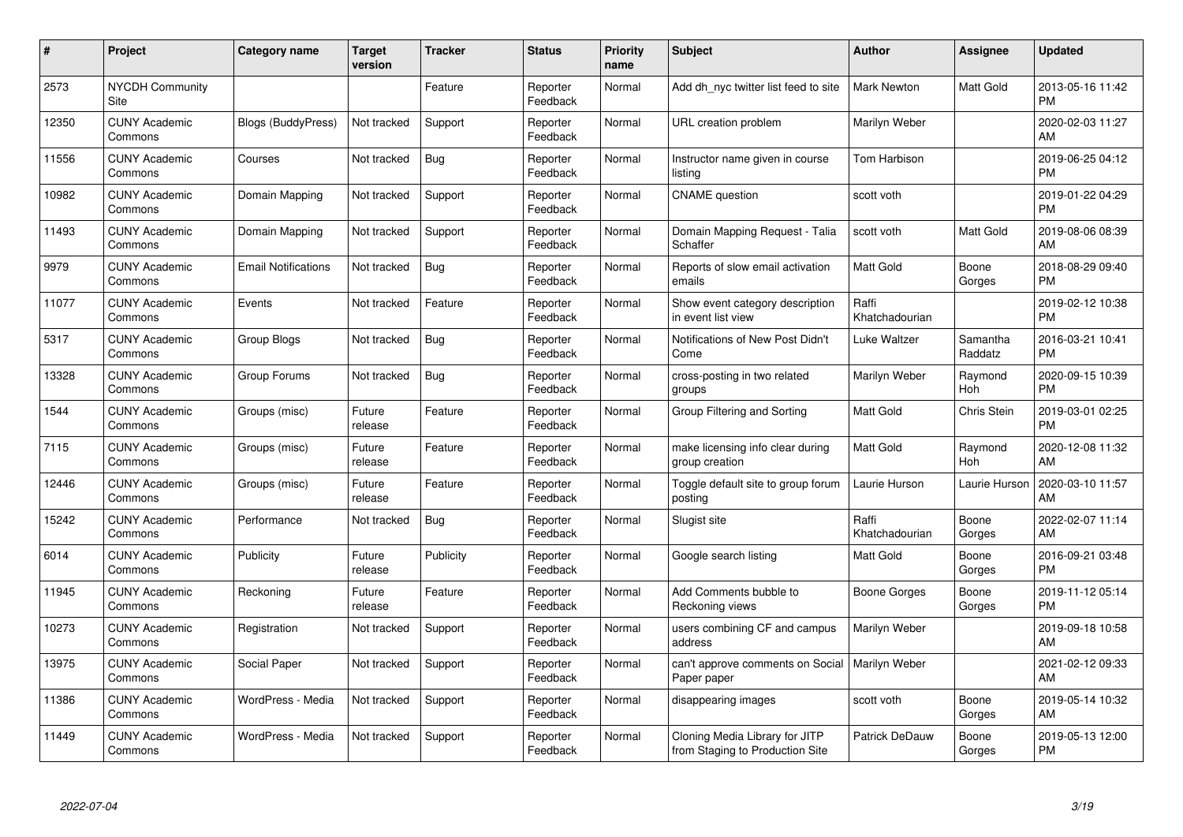| # | Project | Category name | Target version | Tracker | Status | Priority name | Subject | Author | Assignee | Updated |
|---|---|---|---|---|---|---|---|---|---|---|
| 2573 | NYCDH Community Site | | | Feature | Reporter Feedback | Normal | Add dh_nyc twitter list feed to site | Mark Newton | Matt Gold | 2013-05-16 11:42 PM |
| 12350 | CUNY Academic Commons | Blogs (BuddyPress) | Not tracked | Support | Reporter Feedback | Normal | URL creation problem | Marilyn Weber | | 2020-02-03 11:27 AM |
| 11556 | CUNY Academic Commons | Courses | Not tracked | Bug | Reporter Feedback | Normal | Instructor name given in course listing | Tom Harbison | | 2019-06-25 04:12 PM |
| 10982 | CUNY Academic Commons | Domain Mapping | Not tracked | Support | Reporter Feedback | Normal | CNAME question | scott voth | | 2019-01-22 04:29 PM |
| 11493 | CUNY Academic Commons | Domain Mapping | Not tracked | Support | Reporter Feedback | Normal | Domain Mapping Request - Talia Schaffer | scott voth | Matt Gold | 2019-08-06 08:39 AM |
| 9979 | CUNY Academic Commons | Email Notifications | Not tracked | Bug | Reporter Feedback | Normal | Reports of slow email activation emails | Matt Gold | Boone Gorges | 2018-08-29 09:40 PM |
| 11077 | CUNY Academic Commons | Events | Not tracked | Feature | Reporter Feedback | Normal | Show event category description in event list view | Raffi Khatchadourian | | 2019-02-12 10:38 PM |
| 5317 | CUNY Academic Commons | Group Blogs | Not tracked | Bug | Reporter Feedback | Normal | Notifications of New Post Didn't Come | Luke Waltzer | Samantha Raddatz | 2016-03-21 10:41 PM |
| 13328 | CUNY Academic Commons | Group Forums | Not tracked | Bug | Reporter Feedback | Normal | cross-posting in two related groups | Marilyn Weber | Raymond Hoh | 2020-09-15 10:39 PM |
| 1544 | CUNY Academic Commons | Groups (misc) | Future release | Feature | Reporter Feedback | Normal | Group Filtering and Sorting | Matt Gold | Chris Stein | 2019-03-01 02:25 PM |
| 7115 | CUNY Academic Commons | Groups (misc) | Future release | Feature | Reporter Feedback | Normal | make licensing info clear during group creation | Matt Gold | Raymond Hoh | 2020-12-08 11:32 AM |
| 12446 | CUNY Academic Commons | Groups (misc) | Future release | Feature | Reporter Feedback | Normal | Toggle default site to group forum posting | Laurie Hurson | Laurie Hurson | 2020-03-10 11:57 AM |
| 15242 | CUNY Academic Commons | Performance | Not tracked | Bug | Reporter Feedback | Normal | Slugist site | Raffi Khatchadourian | Boone Gorges | 2022-02-07 11:14 AM |
| 6014 | CUNY Academic Commons | Publicity | Future release | Publicity | Reporter Feedback | Normal | Google search listing | Matt Gold | Boone Gorges | 2016-09-21 03:48 PM |
| 11945 | CUNY Academic Commons | Reckoning | Future release | Feature | Reporter Feedback | Normal | Add Comments bubble to Reckoning views | Boone Gorges | Boone Gorges | 2019-11-12 05:14 PM |
| 10273 | CUNY Academic Commons | Registration | Not tracked | Support | Reporter Feedback | Normal | users combining CF and campus address | Marilyn Weber | | 2019-09-18 10:58 AM |
| 13975 | CUNY Academic Commons | Social Paper | Not tracked | Support | Reporter Feedback | Normal | can't approve comments on Social Paper paper | Marilyn Weber | | 2021-02-12 09:33 AM |
| 11386 | CUNY Academic Commons | WordPress - Media | Not tracked | Support | Reporter Feedback | Normal | disappearing images | scott voth | Boone Gorges | 2019-05-14 10:32 AM |
| 11449 | CUNY Academic Commons | WordPress - Media | Not tracked | Support | Reporter Feedback | Normal | Cloning Media Library for JITP from Staging to Production Site | Patrick DeDauw | Boone Gorges | 2019-05-13 12:00 PM |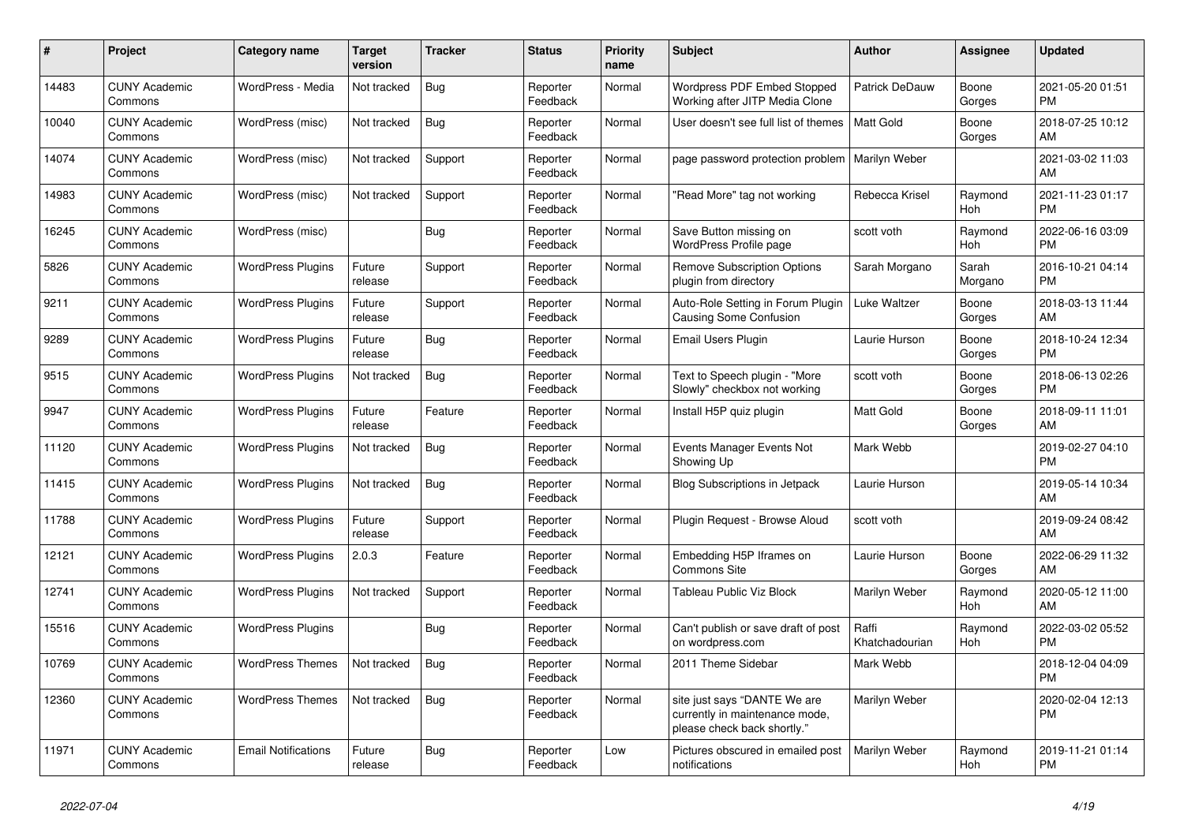| # | Project | Category name | Target version | Tracker | Status | Priority name | Subject | Author | Assignee | Updated |
|---|---|---|---|---|---|---|---|---|---|---|
| 14483 | CUNY Academic Commons | WordPress - Media | Not tracked | Bug | Reporter Feedback | Normal | Wordpress PDF Embed Stopped Working after JITP Media Clone | Patrick DeDauw | Boone Gorges | 2021-05-20 01:51 PM |
| 10040 | CUNY Academic Commons | WordPress (misc) | Not tracked | Bug | Reporter Feedback | Normal | User doesn't see full list of themes | Matt Gold | Boone Gorges | 2018-07-25 10:12 AM |
| 14074 | CUNY Academic Commons | WordPress (misc) | Not tracked | Support | Reporter Feedback | Normal | page password protection problem | Marilyn Weber | | 2021-03-02 11:03 AM |
| 14983 | CUNY Academic Commons | WordPress (misc) | Not tracked | Support | Reporter Feedback | Normal | "Read More" tag not working | Rebecca Krisel | Raymond Hoh | 2021-11-23 01:17 PM |
| 16245 | CUNY Academic Commons | WordPress (misc) | | Bug | Reporter Feedback | Normal | Save Button missing on WordPress Profile page | scott voth | Raymond Hoh | 2022-06-16 03:09 PM |
| 5826 | CUNY Academic Commons | WordPress Plugins | Future release | Support | Reporter Feedback | Normal | Remove Subscription Options plugin from directory | Sarah Morgano | Sarah Morgano | 2016-10-21 04:14 PM |
| 9211 | CUNY Academic Commons | WordPress Plugins | Future release | Support | Reporter Feedback | Normal | Auto-Role Setting in Forum Plugin Causing Some Confusion | Luke Waltzer | Boone Gorges | 2018-03-13 11:44 AM |
| 9289 | CUNY Academic Commons | WordPress Plugins | Future release | Bug | Reporter Feedback | Normal | Email Users Plugin | Laurie Hurson | Boone Gorges | 2018-10-24 12:34 PM |
| 9515 | CUNY Academic Commons | WordPress Plugins | Not tracked | Bug | Reporter Feedback | Normal | Text to Speech plugin - "More Slowly" checkbox not working | scott voth | Boone Gorges | 2018-06-13 02:26 PM |
| 9947 | CUNY Academic Commons | WordPress Plugins | Future release | Feature | Reporter Feedback | Normal | Install H5P quiz plugin | Matt Gold | Boone Gorges | 2018-09-11 11:01 AM |
| 11120 | CUNY Academic Commons | WordPress Plugins | Not tracked | Bug | Reporter Feedback | Normal | Events Manager Events Not Showing Up | Mark Webb | | 2019-02-27 04:10 PM |
| 11415 | CUNY Academic Commons | WordPress Plugins | Not tracked | Bug | Reporter Feedback | Normal | Blog Subscriptions in Jetpack | Laurie Hurson | | 2019-05-14 10:34 AM |
| 11788 | CUNY Academic Commons | WordPress Plugins | Future release | Support | Reporter Feedback | Normal | Plugin Request - Browse Aloud | scott voth | | 2019-09-24 08:42 AM |
| 12121 | CUNY Academic Commons | WordPress Plugins | 2.0.3 | Feature | Reporter Feedback | Normal | Embedding H5P Iframes on Commons Site | Laurie Hurson | Boone Gorges | 2022-06-29 11:32 AM |
| 12741 | CUNY Academic Commons | WordPress Plugins | Not tracked | Support | Reporter Feedback | Normal | Tableau Public Viz Block | Marilyn Weber | Raymond Hoh | 2020-05-12 11:00 AM |
| 15516 | CUNY Academic Commons | WordPress Plugins | | Bug | Reporter Feedback | Normal | Can't publish or save draft of post on wordpress.com | Raffi Khatchadourian | Raymond Hoh | 2022-03-02 05:52 PM |
| 10769 | CUNY Academic Commons | WordPress Themes | Not tracked | Bug | Reporter Feedback | Normal | 2011 Theme Sidebar | Mark Webb | | 2018-12-04 04:09 PM |
| 12360 | CUNY Academic Commons | WordPress Themes | Not tracked | Bug | Reporter Feedback | Normal | site just says "DANTE We are currently in maintenance mode, please check back shortly." | Marilyn Weber | | 2020-02-04 12:13 PM |
| 11971 | CUNY Academic Commons | Email Notifications | Future release | Bug | Reporter Feedback | Low | Pictures obscured in emailed post notifications | Marilyn Weber | Raymond Hoh | 2019-11-21 01:14 PM |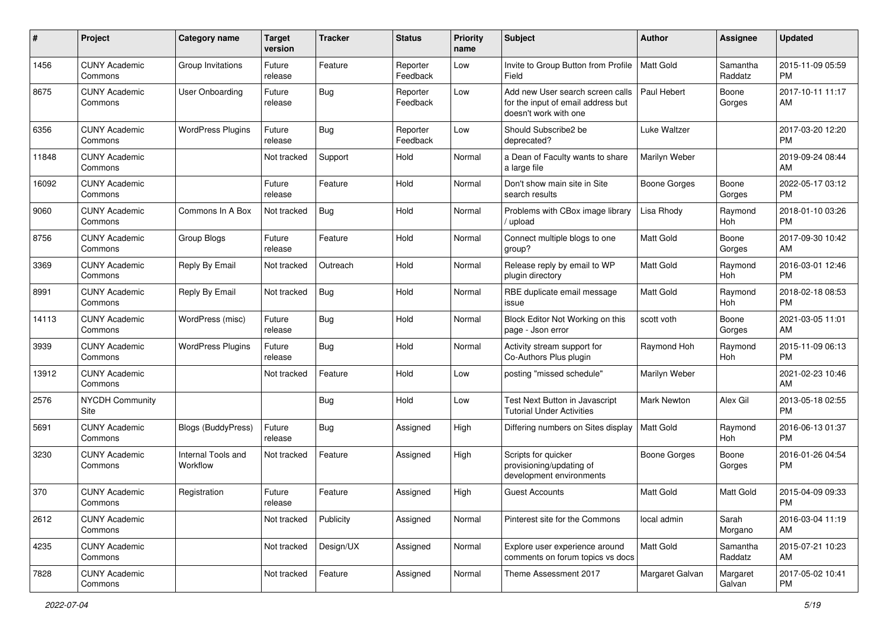| # | Project | Category name | Target version | Tracker | Status | Priority name | Subject | Author | Assignee | Updated |
|---|---|---|---|---|---|---|---|---|---|---|
| 1456 | CUNY Academic Commons | Group Invitations | Future release | Feature | Reporter Feedback | Low | Invite to Group Button from Profile Field | Matt Gold | Samantha Raddatz | 2015-11-09 05:59 PM |
| 8675 | CUNY Academic Commons | User Onboarding | Future release | Bug | Reporter Feedback | Low | Add new User search screen calls for the input of email address but doesn't work with one | Paul Hebert | Boone Gorges | 2017-10-11 11:17 AM |
| 6356 | CUNY Academic Commons | WordPress Plugins | Future release | Bug | Reporter Feedback | Low | Should Subscribe2 be deprecated? | Luke Waltzer | | 2017-03-20 12:20 PM |
| 11848 | CUNY Academic Commons | | Not tracked | Support | Hold | Normal | a Dean of Faculty wants to share a large file | Marilyn Weber | | 2019-09-24 08:44 AM |
| 16092 | CUNY Academic Commons | | Future release | Feature | Hold | Normal | Don't show main site in Site search results | Boone Gorges | Boone Gorges | 2022-05-17 03:12 PM |
| 9060 | CUNY Academic Commons | Commons In A Box | Not tracked | Bug | Hold | Normal | Problems with CBox image library / upload | Lisa Rhody | Raymond Hoh | 2018-01-10 03:26 PM |
| 8756 | CUNY Academic Commons | Group Blogs | Future release | Feature | Hold | Normal | Connect multiple blogs to one group? | Matt Gold | Boone Gorges | 2017-09-30 10:42 AM |
| 3369 | CUNY Academic Commons | Reply By Email | Not tracked | Outreach | Hold | Normal | Release reply by email to WP plugin directory | Matt Gold | Raymond Hoh | 2016-03-01 12:46 PM |
| 8991 | CUNY Academic Commons | Reply By Email | Not tracked | Bug | Hold | Normal | RBE duplicate email message issue | Matt Gold | Raymond Hoh | 2018-02-18 08:53 PM |
| 14113 | CUNY Academic Commons | WordPress (misc) | Future release | Bug | Hold | Normal | Block Editor Not Working on this page - Json error | scott voth | Boone Gorges | 2021-03-05 11:01 AM |
| 3939 | CUNY Academic Commons | WordPress Plugins | Future release | Bug | Hold | Normal | Activity stream support for Co-Authors Plus plugin | Raymond Hoh | Raymond Hoh | 2015-11-09 06:13 PM |
| 13912 | CUNY Academic Commons | | Not tracked | Feature | Hold | Low | posting "missed schedule" | Marilyn Weber | | 2021-02-23 10:46 AM |
| 2576 | NYCDH Community Site | | | Bug | Hold | Low | Test Next Button in Javascript Tutorial Under Activities | Mark Newton | Alex Gil | 2013-05-18 02:55 PM |
| 5691 | CUNY Academic Commons | Blogs (BuddyPress) | Future release | Bug | Assigned | High | Differing numbers on Sites display | Matt Gold | Raymond Hoh | 2016-06-13 01:37 PM |
| 3230 | CUNY Academic Commons | Internal Tools and Workflow | Not tracked | Feature | Assigned | High | Scripts for quicker provisioning/updating of development environments | Boone Gorges | Boone Gorges | 2016-01-26 04:54 PM |
| 370 | CUNY Academic Commons | Registration | Future release | Feature | Assigned | High | Guest Accounts | Matt Gold | Matt Gold | 2015-04-09 09:33 PM |
| 2612 | CUNY Academic Commons | | Not tracked | Publicity | Assigned | Normal | Pinterest site for the Commons | local admin | Sarah Morgano | 2016-03-04 11:19 AM |
| 4235 | CUNY Academic Commons | | Not tracked | Design/UX | Assigned | Normal | Explore user experience around comments on forum topics vs docs | Matt Gold | Samantha Raddatz | 2015-07-21 10:23 AM |
| 7828 | CUNY Academic Commons | | Not tracked | Feature | Assigned | Normal | Theme Assessment 2017 | Margaret Galvan | Margaret Galvan | 2017-05-02 10:41 PM |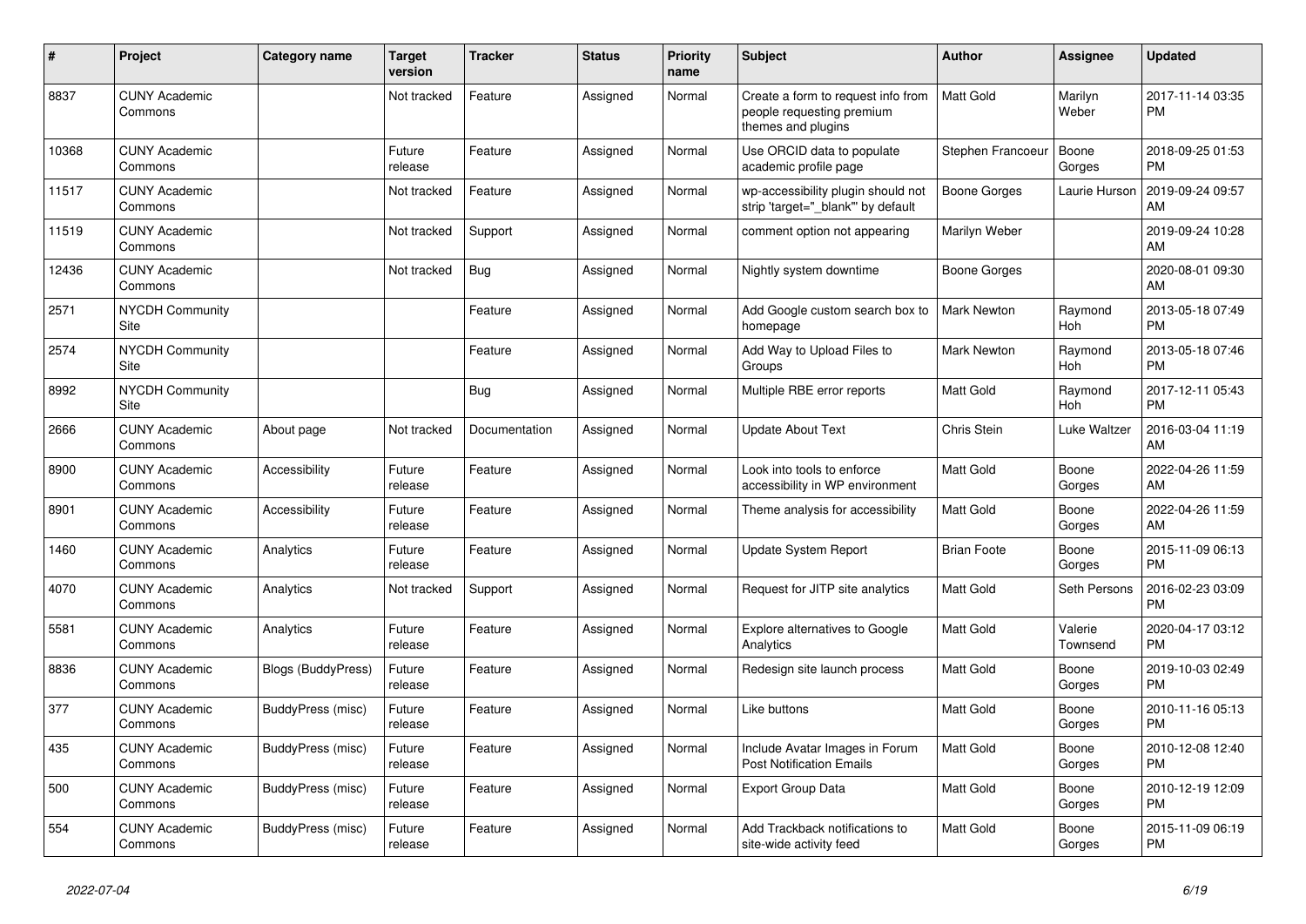| # | Project | Category name | Target version | Tracker | Status | Priority name | Subject | Author | Assignee | Updated |
|---|---|---|---|---|---|---|---|---|---|---|
| 8837 | CUNY Academic Commons | | Not tracked | Feature | Assigned | Normal | Create a form to request info from people requesting premium themes and plugins | Matt Gold | Marilyn Weber | 2017-11-14 03:35 PM |
| 10368 | CUNY Academic Commons | | Future release | Feature | Assigned | Normal | Use ORCID data to populate academic profile page | Stephen Francoeur | Boone Gorges | 2018-09-25 01:53 PM |
| 11517 | CUNY Academic Commons | | Not tracked | Feature | Assigned | Normal | wp-accessibility plugin should not strip 'target="_blank"' by default | Boone Gorges | Laurie Hurson | 2019-09-24 09:57 AM |
| 11519 | CUNY Academic Commons | | Not tracked | Support | Assigned | Normal | comment option not appearing | Marilyn Weber | | 2019-09-24 10:28 AM |
| 12436 | CUNY Academic Commons | | Not tracked | Bug | Assigned | Normal | Nightly system downtime | Boone Gorges | | 2020-08-01 09:30 AM |
| 2571 | NYCDH Community Site | | | Feature | Assigned | Normal | Add Google custom search box to homepage | Mark Newton | Raymond Hoh | 2013-05-18 07:49 PM |
| 2574 | NYCDH Community Site | | | Feature | Assigned | Normal | Add Way to Upload Files to Groups | Mark Newton | Raymond Hoh | 2013-05-18 07:46 PM |
| 8992 | NYCDH Community Site | | | Bug | Assigned | Normal | Multiple RBE error reports | Matt Gold | Raymond Hoh | 2017-12-11 05:43 PM |
| 2666 | CUNY Academic Commons | About page | Not tracked | Documentation | Assigned | Normal | Update About Text | Chris Stein | Luke Waltzer | 2016-03-04 11:19 AM |
| 8900 | CUNY Academic Commons | Accessibility | Future release | Feature | Assigned | Normal | Look into tools to enforce accessibility in WP environment | Matt Gold | Boone Gorges | 2022-04-26 11:59 AM |
| 8901 | CUNY Academic Commons | Accessibility | Future release | Feature | Assigned | Normal | Theme analysis for accessibility | Matt Gold | Boone Gorges | 2022-04-26 11:59 AM |
| 1460 | CUNY Academic Commons | Analytics | Future release | Feature | Assigned | Normal | Update System Report | Brian Foote | Boone Gorges | 2015-11-09 06:13 PM |
| 4070 | CUNY Academic Commons | Analytics | Not tracked | Support | Assigned | Normal | Request for JITP site analytics | Matt Gold | Seth Persons | 2016-02-23 03:09 PM |
| 5581 | CUNY Academic Commons | Analytics | Future release | Feature | Assigned | Normal | Explore alternatives to Google Analytics | Matt Gold | Valerie Townsend | 2020-04-17 03:12 PM |
| 8836 | CUNY Academic Commons | Blogs (BuddyPress) | Future release | Feature | Assigned | Normal | Redesign site launch process | Matt Gold | Boone Gorges | 2019-10-03 02:49 PM |
| 377 | CUNY Academic Commons | BuddyPress (misc) | Future release | Feature | Assigned | Normal | Like buttons | Matt Gold | Boone Gorges | 2010-11-16 05:13 PM |
| 435 | CUNY Academic Commons | BuddyPress (misc) | Future release | Feature | Assigned | Normal | Include Avatar Images in Forum Post Notification Emails | Matt Gold | Boone Gorges | 2010-12-08 12:40 PM |
| 500 | CUNY Academic Commons | BuddyPress (misc) | Future release | Feature | Assigned | Normal | Export Group Data | Matt Gold | Boone Gorges | 2010-12-19 12:09 PM |
| 554 | CUNY Academic Commons | BuddyPress (misc) | Future release | Feature | Assigned | Normal | Add Trackback notifications to site-wide activity feed | Matt Gold | Boone Gorges | 2015-11-09 06:19 PM |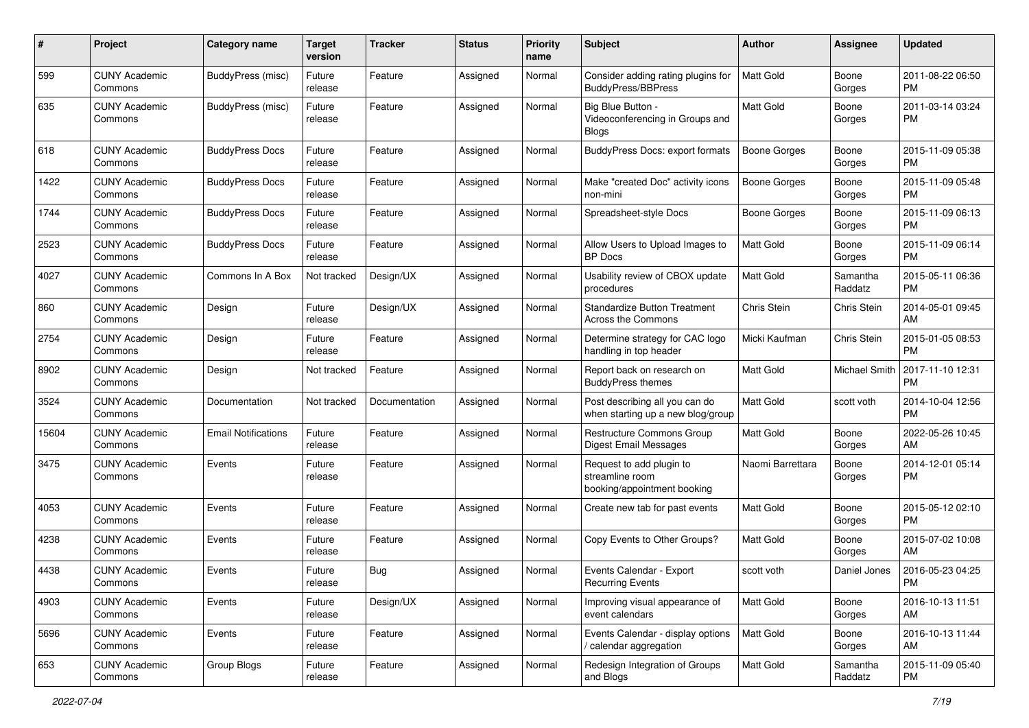| # | Project | Category name | Target version | Tracker | Status | Priority name | Subject | Author | Assignee | Updated |
|---|---|---|---|---|---|---|---|---|---|---|
| 599 | CUNY Academic Commons | BuddyPress (misc) | Future release | Feature | Assigned | Normal | Consider adding rating plugins for BuddyPress/BBPress | Matt Gold | Boone Gorges | 2011-08-22 06:50 PM |
| 635 | CUNY Academic Commons | BuddyPress (misc) | Future release | Feature | Assigned | Normal | Big Blue Button - Videoconferencing in Groups and Blogs | Matt Gold | Boone Gorges | 2011-03-14 03:24 PM |
| 618 | CUNY Academic Commons | BuddyPress Docs | Future release | Feature | Assigned | Normal | BuddyPress Docs: export formats | Boone Gorges | Boone Gorges | 2015-11-09 05:38 PM |
| 1422 | CUNY Academic Commons | BuddyPress Docs | Future release | Feature | Assigned | Normal | Make "created Doc" activity icons non-mini | Boone Gorges | Boone Gorges | 2015-11-09 05:48 PM |
| 1744 | CUNY Academic Commons | BuddyPress Docs | Future release | Feature | Assigned | Normal | Spreadsheet-style Docs | Boone Gorges | Boone Gorges | 2015-11-09 06:13 PM |
| 2523 | CUNY Academic Commons | BuddyPress Docs | Future release | Feature | Assigned | Normal | Allow Users to Upload Images to BP Docs | Matt Gold | Boone Gorges | 2015-11-09 06:14 PM |
| 4027 | CUNY Academic Commons | Commons In A Box | Not tracked | Design/UX | Assigned | Normal | Usability review of CBOX update procedures | Matt Gold | Samantha Raddatz | 2015-05-11 06:36 PM |
| 860 | CUNY Academic Commons | Design | Future release | Design/UX | Assigned | Normal | Standardize Button Treatment Across the Commons | Chris Stein | Chris Stein | 2014-05-01 09:45 AM |
| 2754 | CUNY Academic Commons | Design | Future release | Feature | Assigned | Normal | Determine strategy for CAC logo handling in top header | Micki Kaufman | Chris Stein | 2015-01-05 08:53 PM |
| 8902 | CUNY Academic Commons | Design | Not tracked | Feature | Assigned | Normal | Report back on research on BuddyPress themes | Matt Gold | Michael Smith | 2017-11-10 12:31 PM |
| 3524 | CUNY Academic Commons | Documentation | Not tracked | Documentation | Assigned | Normal | Post describing all you can do when starting up a new blog/group | Matt Gold | scott voth | 2014-10-04 12:56 PM |
| 15604 | CUNY Academic Commons | Email Notifications | Future release | Feature | Assigned | Normal | Restructure Commons Group Digest Email Messages | Matt Gold | Boone Gorges | 2022-05-26 10:45 AM |
| 3475 | CUNY Academic Commons | Events | Future release | Feature | Assigned | Normal | Request to add plugin to streamline room booking/appointment booking | Naomi Barrettara | Boone Gorges | 2014-12-01 05:14 PM |
| 4053 | CUNY Academic Commons | Events | Future release | Feature | Assigned | Normal | Create new tab for past events | Matt Gold | Boone Gorges | 2015-05-12 02:10 PM |
| 4238 | CUNY Academic Commons | Events | Future release | Feature | Assigned | Normal | Copy Events to Other Groups? | Matt Gold | Boone Gorges | 2015-07-02 10:08 AM |
| 4438 | CUNY Academic Commons | Events | Future release | Bug | Assigned | Normal | Events Calendar - Export Recurring Events | scott voth | Daniel Jones | 2016-05-23 04:25 PM |
| 4903 | CUNY Academic Commons | Events | Future release | Design/UX | Assigned | Normal | Improving visual appearance of event calendars | Matt Gold | Boone Gorges | 2016-10-13 11:51 AM |
| 5696 | CUNY Academic Commons | Events | Future release | Feature | Assigned | Normal | Events Calendar - display options / calendar aggregation | Matt Gold | Boone Gorges | 2016-10-13 11:44 AM |
| 653 | CUNY Academic Commons | Group Blogs | Future release | Feature | Assigned | Normal | Redesign Integration of Groups and Blogs | Matt Gold | Samantha Raddatz | 2015-11-09 05:40 PM |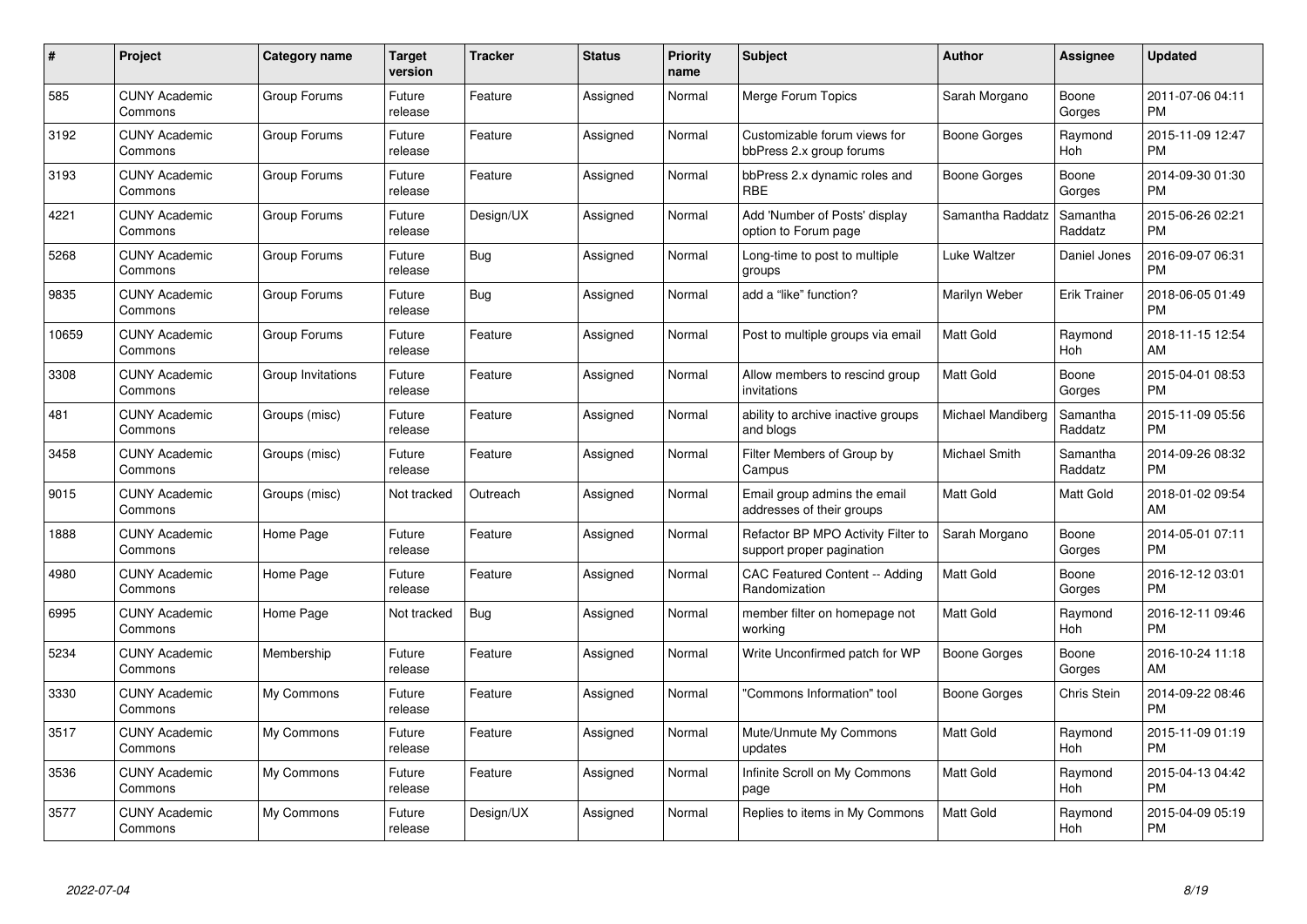| # | Project | Category name | Target version | Tracker | Status | Priority name | Subject | Author | Assignee | Updated |
|---|---|---|---|---|---|---|---|---|---|---|
| 585 | CUNY Academic Commons | Group Forums | Future release | Feature | Assigned | Normal | Merge Forum Topics | Sarah Morgano | Boone Gorges | 2011-07-06 04:11 PM |
| 3192 | CUNY Academic Commons | Group Forums | Future release | Feature | Assigned | Normal | Customizable forum views for bbPress 2.x group forums | Boone Gorges | Raymond Hoh | 2015-11-09 12:47 PM |
| 3193 | CUNY Academic Commons | Group Forums | Future release | Feature | Assigned | Normal | bbPress 2.x dynamic roles and RBE | Boone Gorges | Boone Gorges | 2014-09-30 01:30 PM |
| 4221 | CUNY Academic Commons | Group Forums | Future release | Design/UX | Assigned | Normal | Add 'Number of Posts' display option to Forum page | Samantha Raddatz | Samantha Raddatz | 2015-06-26 02:21 PM |
| 5268 | CUNY Academic Commons | Group Forums | Future release | Bug | Assigned | Normal | Long-time to post to multiple groups | Luke Waltzer | Daniel Jones | 2016-09-07 06:31 PM |
| 9835 | CUNY Academic Commons | Group Forums | Future release | Bug | Assigned | Normal | add a "like" function? | Marilyn Weber | Erik Trainer | 2018-06-05 01:49 PM |
| 10659 | CUNY Academic Commons | Group Forums | Future release | Feature | Assigned | Normal | Post to multiple groups via email | Matt Gold | Raymond Hoh | 2018-11-15 12:54 AM |
| 3308 | CUNY Academic Commons | Group Invitations | Future release | Feature | Assigned | Normal | Allow members to rescind group invitations | Matt Gold | Boone Gorges | 2015-04-01 08:53 PM |
| 481 | CUNY Academic Commons | Groups (misc) | Future release | Feature | Assigned | Normal | ability to archive inactive groups and blogs | Michael Mandiberg | Samantha Raddatz | 2015-11-09 05:56 PM |
| 3458 | CUNY Academic Commons | Groups (misc) | Future release | Feature | Assigned | Normal | Filter Members of Group by Campus | Michael Smith | Samantha Raddatz | 2014-09-26 08:32 PM |
| 9015 | CUNY Academic Commons | Groups (misc) | Not tracked | Outreach | Assigned | Normal | Email group admins the email addresses of their groups | Matt Gold | Matt Gold | 2018-01-02 09:54 AM |
| 1888 | CUNY Academic Commons | Home Page | Future release | Feature | Assigned | Normal | Refactor BP MPO Activity Filter to support proper pagination | Sarah Morgano | Boone Gorges | 2014-05-01 07:11 PM |
| 4980 | CUNY Academic Commons | Home Page | Future release | Feature | Assigned | Normal | CAC Featured Content -- Adding Randomization | Matt Gold | Boone Gorges | 2016-12-12 03:01 PM |
| 6995 | CUNY Academic Commons | Home Page | Not tracked | Bug | Assigned | Normal | member filter on homepage not working | Matt Gold | Raymond Hoh | 2016-12-11 09:46 PM |
| 5234 | CUNY Academic Commons | Membership | Future release | Feature | Assigned | Normal | Write Unconfirmed patch for WP | Boone Gorges | Boone Gorges | 2016-10-24 11:18 AM |
| 3330 | CUNY Academic Commons | My Commons | Future release | Feature | Assigned | Normal | "Commons Information" tool | Boone Gorges | Chris Stein | 2014-09-22 08:46 PM |
| 3517 | CUNY Academic Commons | My Commons | Future release | Feature | Assigned | Normal | Mute/Unmute My Commons updates | Matt Gold | Raymond Hoh | 2015-11-09 01:19 PM |
| 3536 | CUNY Academic Commons | My Commons | Future release | Feature | Assigned | Normal | Infinite Scroll on My Commons page | Matt Gold | Raymond Hoh | 2015-04-13 04:42 PM |
| 3577 | CUNY Academic Commons | My Commons | Future release | Design/UX | Assigned | Normal | Replies to items in My Commons | Matt Gold | Raymond Hoh | 2015-04-09 05:19 PM |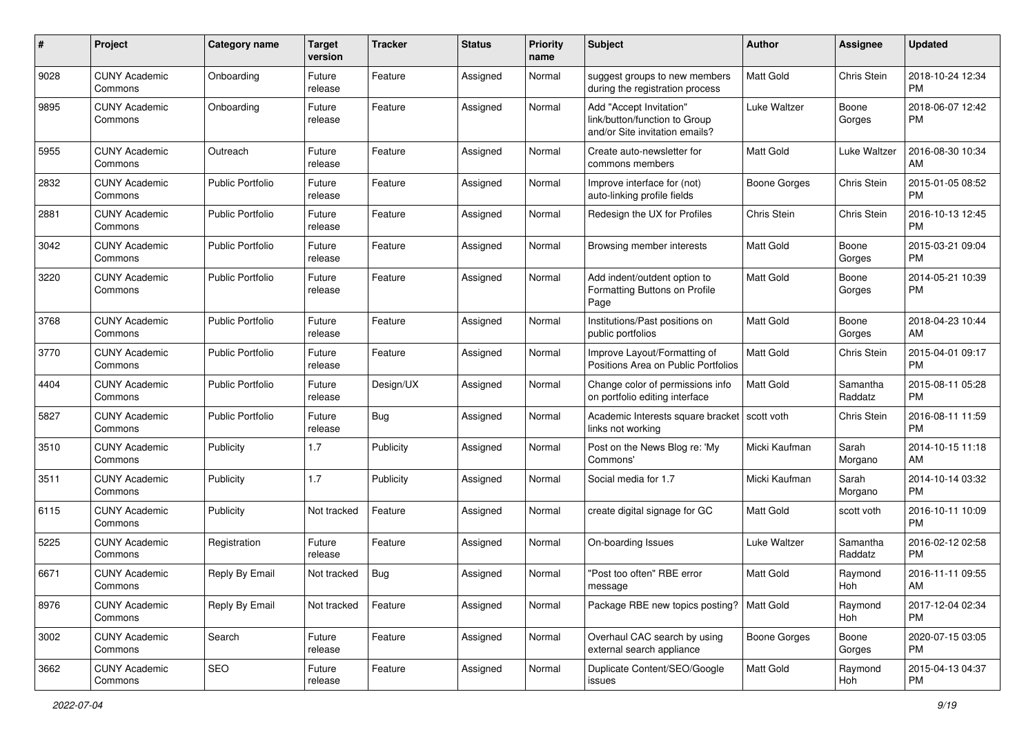| # | Project | Category name | Target version | Tracker | Status | Priority name | Subject | Author | Assignee | Updated |
|---|---|---|---|---|---|---|---|---|---|---|
| 9028 | CUNY Academic Commons | Onboarding | Future release | Feature | Assigned | Normal | suggest groups to new members during the registration process | Matt Gold | Chris Stein | 2018-10-24 12:34 PM |
| 9895 | CUNY Academic Commons | Onboarding | Future release | Feature | Assigned | Normal | Add "Accept Invitation" link/button/function to Group and/or Site invitation emails? | Luke Waltzer | Boone Gorges | 2018-06-07 12:42 PM |
| 5955 | CUNY Academic Commons | Outreach | Future release | Feature | Assigned | Normal | Create auto-newsletter for commons members | Matt Gold | Luke Waltzer | 2016-08-30 10:34 AM |
| 2832 | CUNY Academic Commons | Public Portfolio | Future release | Feature | Assigned | Normal | Improve interface for (not) auto-linking profile fields | Boone Gorges | Chris Stein | 2015-01-05 08:52 PM |
| 2881 | CUNY Academic Commons | Public Portfolio | Future release | Feature | Assigned | Normal | Redesign the UX for Profiles | Chris Stein | Chris Stein | 2016-10-13 12:45 PM |
| 3042 | CUNY Academic Commons | Public Portfolio | Future release | Feature | Assigned | Normal | Browsing member interests | Matt Gold | Boone Gorges | 2015-03-21 09:04 PM |
| 3220 | CUNY Academic Commons | Public Portfolio | Future release | Feature | Assigned | Normal | Add indent/outdent option to Formatting Buttons on Profile Page | Matt Gold | Boone Gorges | 2014-05-21 10:39 PM |
| 3768 | CUNY Academic Commons | Public Portfolio | Future release | Feature | Assigned | Normal | Institutions/Past positions on public portfolios | Matt Gold | Boone Gorges | 2018-04-23 10:44 AM |
| 3770 | CUNY Academic Commons | Public Portfolio | Future release | Feature | Assigned | Normal | Improve Layout/Formatting of Positions Area on Public Portfolios | Matt Gold | Chris Stein | 2015-04-01 09:17 PM |
| 4404 | CUNY Academic Commons | Public Portfolio | Future release | Design/UX | Assigned | Normal | Change color of permissions info on portfolio editing interface | Matt Gold | Samantha Raddatz | 2015-08-11 05:28 PM |
| 5827 | CUNY Academic Commons | Public Portfolio | Future release | Bug | Assigned | Normal | Academic Interests square bracket links not working | scott voth | Chris Stein | 2016-08-11 11:59 PM |
| 3510 | CUNY Academic Commons | Publicity | 1.7 | Publicity | Assigned | Normal | Post on the News Blog re: 'My Commons' | Micki Kaufman | Sarah Morgano | 2014-10-15 11:18 AM |
| 3511 | CUNY Academic Commons | Publicity | 1.7 | Publicity | Assigned | Normal | Social media for 1.7 | Micki Kaufman | Sarah Morgano | 2014-10-14 03:32 PM |
| 6115 | CUNY Academic Commons | Publicity | Not tracked | Feature | Assigned | Normal | create digital signage for GC | Matt Gold | scott voth | 2016-10-11 10:09 PM |
| 5225 | CUNY Academic Commons | Registration | Future release | Feature | Assigned | Normal | On-boarding Issues | Luke Waltzer | Samantha Raddatz | 2016-02-12 02:58 PM |
| 6671 | CUNY Academic Commons | Reply By Email | Not tracked | Bug | Assigned | Normal | "Post too often" RBE error message | Matt Gold | Raymond Hoh | 2016-11-11 09:55 AM |
| 8976 | CUNY Academic Commons | Reply By Email | Not tracked | Feature | Assigned | Normal | Package RBE new topics posting? | Matt Gold | Raymond Hoh | 2017-12-04 02:34 PM |
| 3002 | CUNY Academic Commons | Search | Future release | Feature | Assigned | Normal | Overhaul CAC search by using external search appliance | Boone Gorges | Boone Gorges | 2020-07-15 03:05 PM |
| 3662 | CUNY Academic Commons | SEO | Future release | Feature | Assigned | Normal | Duplicate Content/SEO/Google issues | Matt Gold | Raymond Hoh | 2015-04-13 04:37 PM |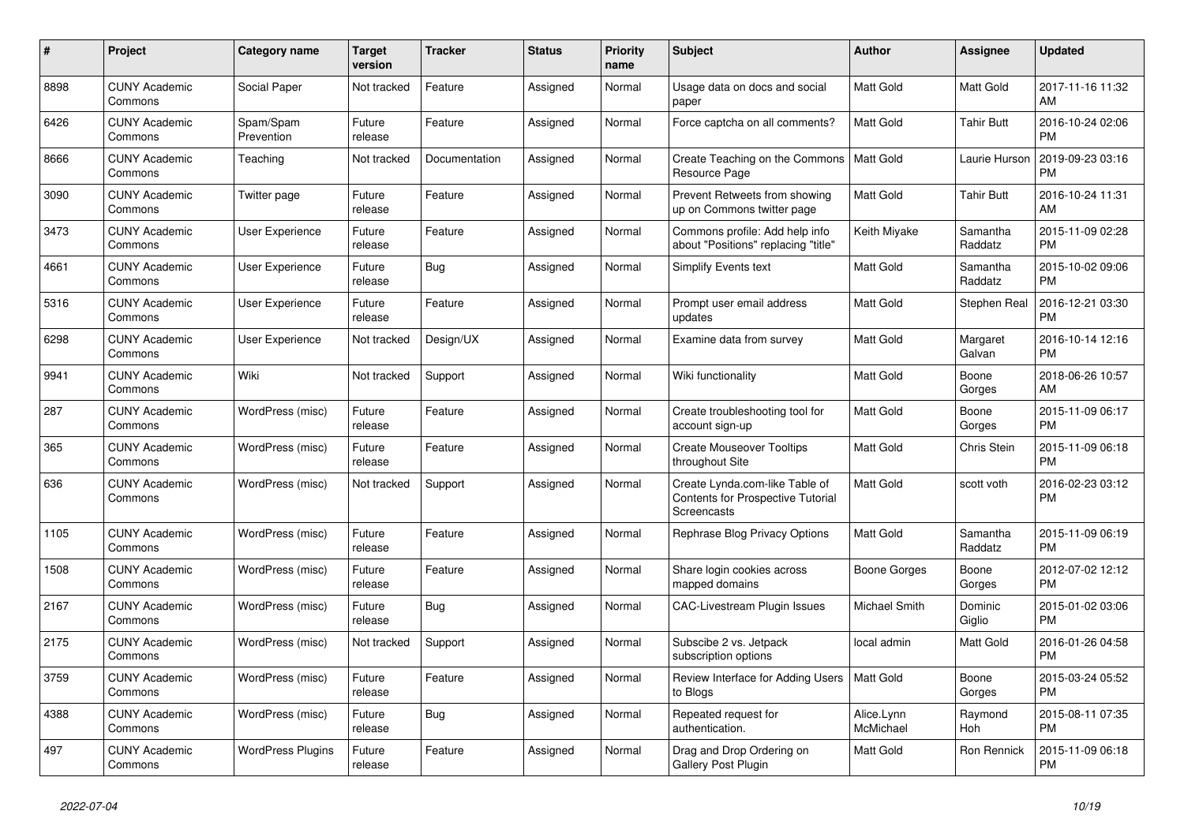| # | Project | Category name | Target version | Tracker | Status | Priority name | Subject | Author | Assignee | Updated |
|---|---|---|---|---|---|---|---|---|---|---|
| 8898 | CUNY Academic Commons | Social Paper | Not tracked | Feature | Assigned | Normal | Usage data on docs and social paper | Matt Gold | Matt Gold | 2017-11-16 11:32 AM |
| 6426 | CUNY Academic Commons | Spam/Spam Prevention | Future release | Feature | Assigned | Normal | Force captcha on all comments? | Matt Gold | Tahir Butt | 2016-10-24 02:06 PM |
| 8666 | CUNY Academic Commons | Teaching | Not tracked | Documentation | Assigned | Normal | Create Teaching on the Commons Resource Page | Matt Gold | Laurie Hurson | 2019-09-23 03:16 PM |
| 3090 | CUNY Academic Commons | Twitter page | Future release | Feature | Assigned | Normal | Prevent Retweets from showing up on Commons twitter page | Matt Gold | Tahir Butt | 2016-10-24 11:31 AM |
| 3473 | CUNY Academic Commons | User Experience | Future release | Feature | Assigned | Normal | Commons profile: Add help info about "Positions" replacing "title" | Keith Miyake | Samantha Raddatz | 2015-11-09 02:28 PM |
| 4661 | CUNY Academic Commons | User Experience | Future release | Bug | Assigned | Normal | Simplify Events text | Matt Gold | Samantha Raddatz | 2015-10-02 09:06 PM |
| 5316 | CUNY Academic Commons | User Experience | Future release | Feature | Assigned | Normal | Prompt user email address updates | Matt Gold | Stephen Real | 2016-12-21 03:30 PM |
| 6298 | CUNY Academic Commons | User Experience | Not tracked | Design/UX | Assigned | Normal | Examine data from survey | Matt Gold | Margaret Galvan | 2016-10-14 12:16 PM |
| 9941 | CUNY Academic Commons | Wiki | Not tracked | Support | Assigned | Normal | Wiki functionality | Matt Gold | Boone Gorges | 2018-06-26 10:57 AM |
| 287 | CUNY Academic Commons | WordPress (misc) | Future release | Feature | Assigned | Normal | Create troubleshooting tool for account sign-up | Matt Gold | Boone Gorges | 2015-11-09 06:17 PM |
| 365 | CUNY Academic Commons | WordPress (misc) | Future release | Feature | Assigned | Normal | Create Mouseover Tooltips throughout Site | Matt Gold | Chris Stein | 2015-11-09 06:18 PM |
| 636 | CUNY Academic Commons | WordPress (misc) | Not tracked | Support | Assigned | Normal | Create Lynda.com-like Table of Contents for Prospective Tutorial Screencasts | Matt Gold | scott voth | 2016-02-23 03:12 PM |
| 1105 | CUNY Academic Commons | WordPress (misc) | Future release | Feature | Assigned | Normal | Rephrase Blog Privacy Options | Matt Gold | Samantha Raddatz | 2015-11-09 06:19 PM |
| 1508 | CUNY Academic Commons | WordPress (misc) | Future release | Feature | Assigned | Normal | Share login cookies across mapped domains | Boone Gorges | Boone Gorges | 2012-07-02 12:12 PM |
| 2167 | CUNY Academic Commons | WordPress (misc) | Future release | Bug | Assigned | Normal | CAC-Livestream Plugin Issues | Michael Smith | Dominic Giglio | 2015-01-02 03:06 PM |
| 2175 | CUNY Academic Commons | WordPress (misc) | Not tracked | Support | Assigned | Normal | Subscibe 2 vs. Jetpack subscription options | local admin | Matt Gold | 2016-01-26 04:58 PM |
| 3759 | CUNY Academic Commons | WordPress (misc) | Future release | Feature | Assigned | Normal | Review Interface for Adding Users to Blogs | Matt Gold | Boone Gorges | 2015-03-24 05:52 PM |
| 4388 | CUNY Academic Commons | WordPress (misc) | Future release | Bug | Assigned | Normal | Repeated request for authentication. | Alice.Lynn McMichael | Raymond Hoh | 2015-08-11 07:35 PM |
| 497 | CUNY Academic Commons | WordPress Plugins | Future release | Feature | Assigned | Normal | Drag and Drop Ordering on Gallery Post Plugin | Matt Gold | Ron Rennick | 2015-11-09 06:18 PM |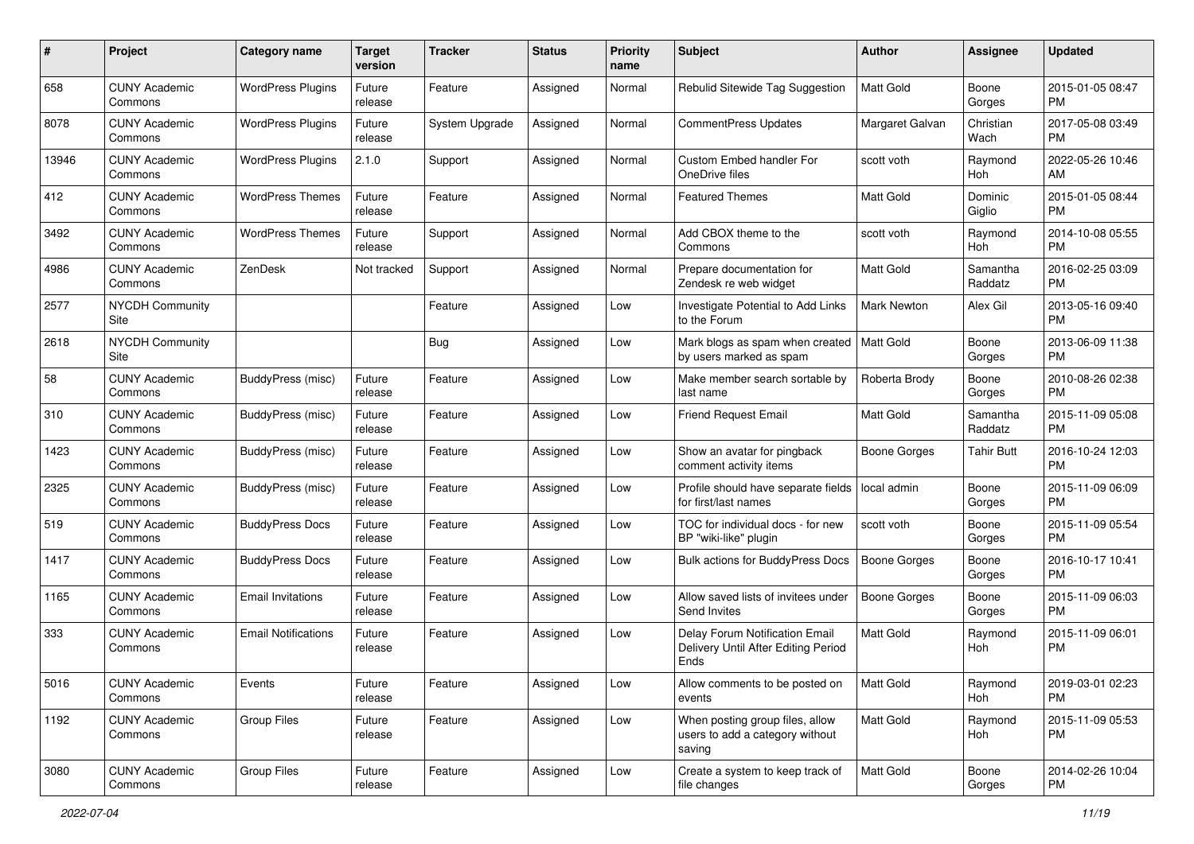| # | Project | Category name | Target version | Tracker | Status | Priority name | Subject | Author | Assignee | Updated |
|---|---|---|---|---|---|---|---|---|---|---|
| 658 | CUNY Academic Commons | WordPress Plugins | Future release | Feature | Assigned | Normal | Rebulid Sitewide Tag Suggestion | Matt Gold | Boone Gorges | 2015-01-05 08:47 PM |
| 8078 | CUNY Academic Commons | WordPress Plugins | Future release | System Upgrade | Assigned | Normal | CommentPress Updates | Margaret Galvan | Christian Wach | 2017-05-08 03:49 PM |
| 13946 | CUNY Academic Commons | WordPress Plugins | 2.1.0 | Support | Assigned | Normal | Custom Embed handler For OneDrive files | scott voth | Raymond Hoh | 2022-05-26 10:46 AM |
| 412 | CUNY Academic Commons | WordPress Themes | Future release | Feature | Assigned | Normal | Featured Themes | Matt Gold | Dominic Giglio | 2015-01-05 08:44 PM |
| 3492 | CUNY Academic Commons | WordPress Themes | Future release | Support | Assigned | Normal | Add CBOX theme to the Commons | scott voth | Raymond Hoh | 2014-10-08 05:55 PM |
| 4986 | CUNY Academic Commons | ZenDesk | Not tracked | Support | Assigned | Normal | Prepare documentation for Zendesk re web widget | Matt Gold | Samantha Raddatz | 2016-02-25 03:09 PM |
| 2577 | NYCDH Community Site | | | Feature | Assigned | Low | Investigate Potential to Add Links to the Forum | Mark Newton | Alex Gil | 2013-05-16 09:40 PM |
| 2618 | NYCDH Community Site | | | Bug | Assigned | Low | Mark blogs as spam when created by users marked as spam | Matt Gold | Boone Gorges | 2013-06-09 11:38 PM |
| 58 | CUNY Academic Commons | BuddyPress (misc) | Future release | Feature | Assigned | Low | Make member search sortable by last name | Roberta Brody | Boone Gorges | 2010-08-26 02:38 PM |
| 310 | CUNY Academic Commons | BuddyPress (misc) | Future release | Feature | Assigned | Low | Friend Request Email | Matt Gold | Samantha Raddatz | 2015-11-09 05:08 PM |
| 1423 | CUNY Academic Commons | BuddyPress (misc) | Future release | Feature | Assigned | Low | Show an avatar for pingback comment activity items | Boone Gorges | Tahir Butt | 2016-10-24 12:03 PM |
| 2325 | CUNY Academic Commons | BuddyPress (misc) | Future release | Feature | Assigned | Low | Profile should have separate fields for first/last names | local admin | Boone Gorges | 2015-11-09 06:09 PM |
| 519 | CUNY Academic Commons | BuddyPress Docs | Future release | Feature | Assigned | Low | TOC for individual docs - for new BP "wiki-like" plugin | scott voth | Boone Gorges | 2015-11-09 05:54 PM |
| 1417 | CUNY Academic Commons | BuddyPress Docs | Future release | Feature | Assigned | Low | Bulk actions for BuddyPress Docs | Boone Gorges | Boone Gorges | 2016-10-17 10:41 PM |
| 1165 | CUNY Academic Commons | Email Invitations | Future release | Feature | Assigned | Low | Allow saved lists of invitees under Send Invites | Boone Gorges | Boone Gorges | 2015-11-09 06:03 PM |
| 333 | CUNY Academic Commons | Email Notifications | Future release | Feature | Assigned | Low | Delay Forum Notification Email Delivery Until After Editing Period Ends | Matt Gold | Raymond Hoh | 2015-11-09 06:01 PM |
| 5016 | CUNY Academic Commons | Events | Future release | Feature | Assigned | Low | Allow comments to be posted on events | Matt Gold | Raymond Hoh | 2019-03-01 02:23 PM |
| 1192 | CUNY Academic Commons | Group Files | Future release | Feature | Assigned | Low | When posting group files, allow users to add a category without saving | Matt Gold | Raymond Hoh | 2015-11-09 05:53 PM |
| 3080 | CUNY Academic Commons | Group Files | Future release | Feature | Assigned | Low | Create a system to keep track of file changes | Matt Gold | Boone Gorges | 2014-02-26 10:04 PM |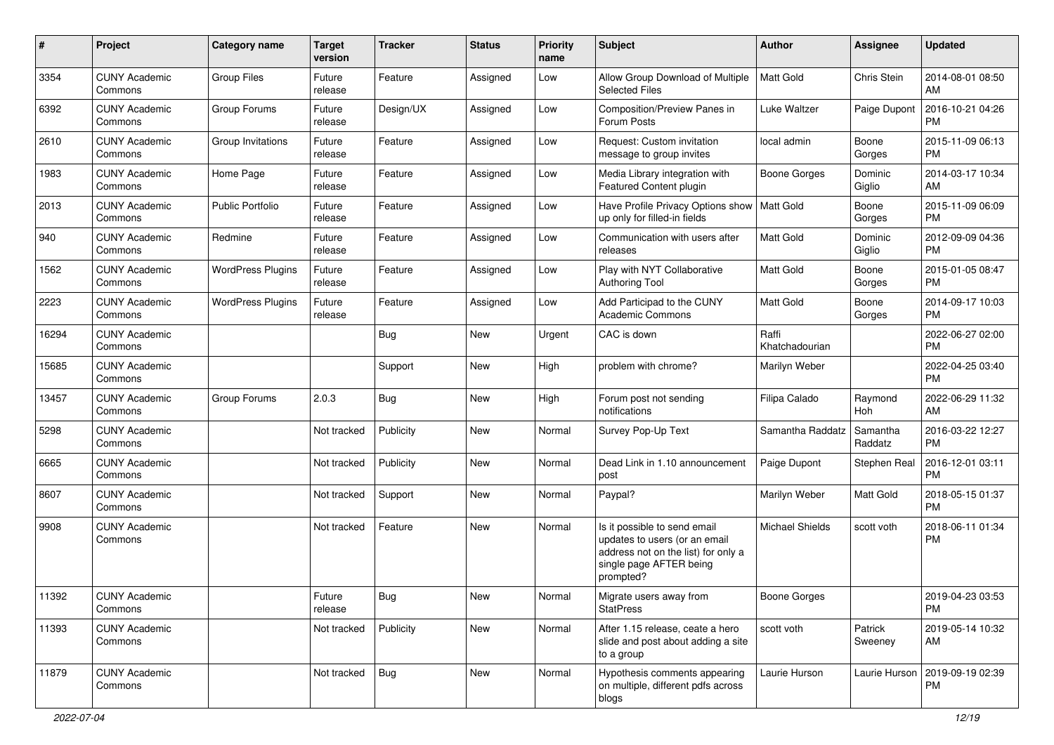| # | Project | Category name | Target version | Tracker | Status | Priority name | Subject | Author | Assignee | Updated |
|---|---|---|---|---|---|---|---|---|---|---|
| 3354 | CUNY Academic Commons | Group Files | Future release | Feature | Assigned | Low | Allow Group Download of Multiple Selected Files | Matt Gold | Chris Stein | 2014-08-01 08:50 AM |
| 6392 | CUNY Academic Commons | Group Forums | Future release | Design/UX | Assigned | Low | Composition/Preview Panes in Forum Posts | Luke Waltzer | Paige Dupont | 2016-10-21 04:26 PM |
| 2610 | CUNY Academic Commons | Group Invitations | Future release | Feature | Assigned | Low | Request: Custom invitation message to group invites | local admin | Boone Gorges | 2015-11-09 06:13 PM |
| 1983 | CUNY Academic Commons | Home Page | Future release | Feature | Assigned | Low | Media Library integration with Featured Content plugin | Boone Gorges | Dominic Giglio | 2014-03-17 10:34 AM |
| 2013 | CUNY Academic Commons | Public Portfolio | Future release | Feature | Assigned | Low | Have Profile Privacy Options show up only for filled-in fields | Matt Gold | Boone Gorges | 2015-11-09 06:09 PM |
| 940 | CUNY Academic Commons | Redmine | Future release | Feature | Assigned | Low | Communication with users after releases | Matt Gold | Dominic Giglio | 2012-09-09 04:36 PM |
| 1562 | CUNY Academic Commons | WordPress Plugins | Future release | Feature | Assigned | Low | Play with NYT Collaborative Authoring Tool | Matt Gold | Boone Gorges | 2015-01-05 08:47 PM |
| 2223 | CUNY Academic Commons | WordPress Plugins | Future release | Feature | Assigned | Low | Add Participad to the CUNY Academic Commons | Matt Gold | Boone Gorges | 2014-09-17 10:03 PM |
| 16294 | CUNY Academic Commons | | | Bug | New | Urgent | CAC is down | Raffi Khatchadourian | | 2022-06-27 02:00 PM |
| 15685 | CUNY Academic Commons | | | Support | New | High | problem with chrome? | Marilyn Weber | | 2022-04-25 03:40 PM |
| 13457 | CUNY Academic Commons | Group Forums | 2.0.3 | Bug | New | High | Forum post not sending notifications | Filipa Calado | Raymond Hoh | 2022-06-29 11:32 AM |
| 5298 | CUNY Academic Commons | | Not tracked | Publicity | New | Normal | Survey Pop-Up Text | Samantha Raddatz | Samantha Raddatz | 2016-03-22 12:27 PM |
| 6665 | CUNY Academic Commons | | Not tracked | Publicity | New | Normal | Dead Link in 1.10 announcement post | Paige Dupont | Stephen Real | 2016-12-01 03:11 PM |
| 8607 | CUNY Academic Commons | | Not tracked | Support | New | Normal | Paypal? | Marilyn Weber | Matt Gold | 2018-05-15 01:37 PM |
| 9908 | CUNY Academic Commons | | Not tracked | Feature | New | Normal | Is it possible to send email updates to users (or an email address not on the list) for only a single page AFTER being prompted? | Michael Shields | scott voth | 2018-06-11 01:34 PM |
| 11392 | CUNY Academic Commons | | Future release | Bug | New | Normal | Migrate users away from StatPress | Boone Gorges | | 2019-04-23 03:53 PM |
| 11393 | CUNY Academic Commons | | Not tracked | Publicity | New | Normal | After 1.15 release, ceate a hero slide and post about adding a site to a group | scott voth | Patrick Sweeney | 2019-05-14 10:32 AM |
| 11879 | CUNY Academic Commons | | Not tracked | Bug | New | Normal | Hypothesis comments appearing on multiple, different pdfs across blogs | Laurie Hurson | Laurie Hurson | 2019-09-19 02:39 PM |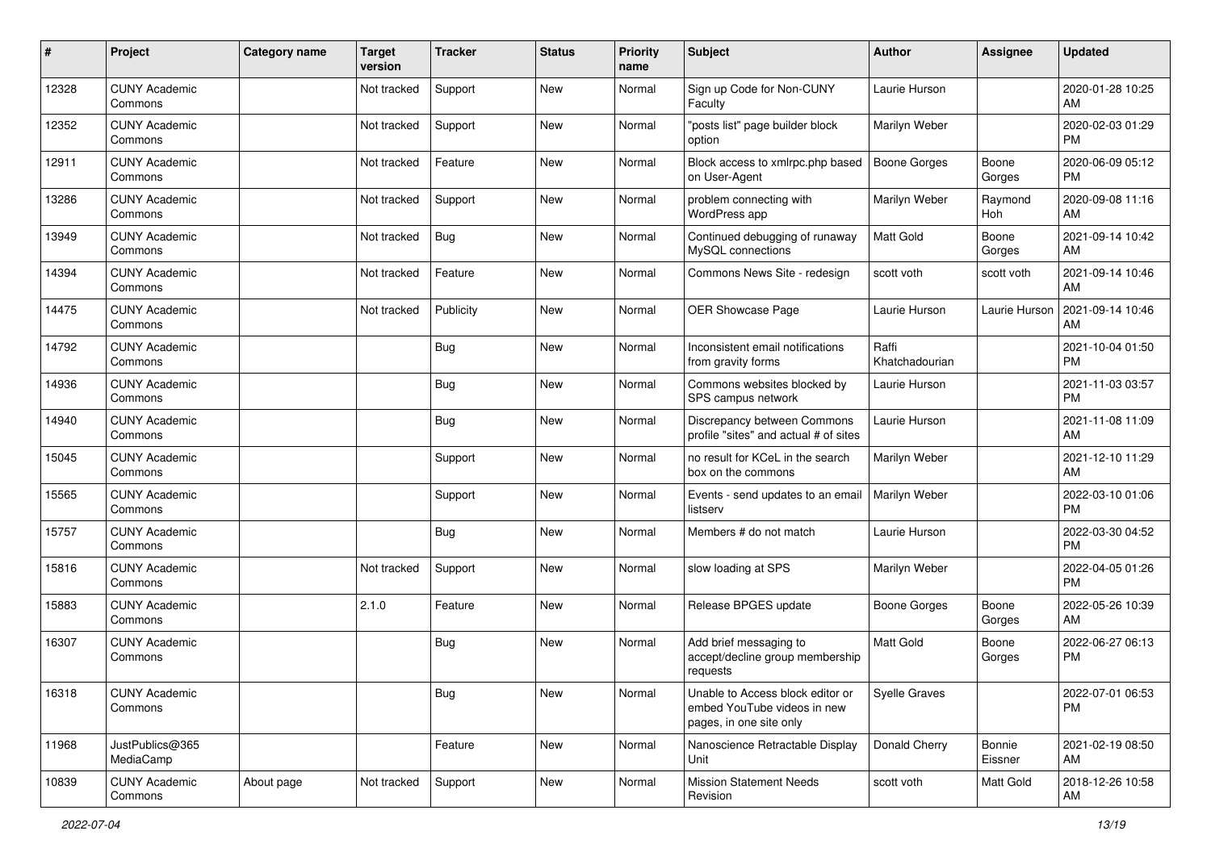| # | Project | Category name | Target version | Tracker | Status | Priority name | Subject | Author | Assignee | Updated |
|---|---|---|---|---|---|---|---|---|---|---|
| 12328 | CUNY Academic Commons | | Not tracked | Support | New | Normal | Sign up Code for Non-CUNY Faculty | Laurie Hurson | | 2020-01-28 10:25 AM |
| 12352 | CUNY Academic Commons | | Not tracked | Support | New | Normal | "posts list" page builder block option | Marilyn Weber | | 2020-02-03 01:29 PM |
| 12911 | CUNY Academic Commons | | Not tracked | Feature | New | Normal | Block access to xmlrpc.php based on User-Agent | Boone Gorges | Boone Gorges | 2020-06-09 05:12 PM |
| 13286 | CUNY Academic Commons | | Not tracked | Support | New | Normal | problem connecting with WordPress app | Marilyn Weber | Raymond Hoh | 2020-09-08 11:16 AM |
| 13949 | CUNY Academic Commons | | Not tracked | Bug | New | Normal | Continued debugging of runaway MySQL connections | Matt Gold | Boone Gorges | 2021-09-14 10:42 AM |
| 14394 | CUNY Academic Commons | | Not tracked | Feature | New | Normal | Commons News Site - redesign | scott voth | scott voth | 2021-09-14 10:46 AM |
| 14475 | CUNY Academic Commons | | Not tracked | Publicity | New | Normal | OER Showcase Page | Laurie Hurson | Laurie Hurson | 2021-09-14 10:46 AM |
| 14792 | CUNY Academic Commons | | | Bug | New | Normal | Inconsistent email notifications from gravity forms | Raffi Khatchadourian | | 2021-10-04 01:50 PM |
| 14936 | CUNY Academic Commons | | | Bug | New | Normal | Commons websites blocked by SPS campus network | Laurie Hurson | | 2021-11-03 03:57 PM |
| 14940 | CUNY Academic Commons | | | Bug | New | Normal | Discrepancy between Commons profile "sites" and actual # of sites | Laurie Hurson | | 2021-11-08 11:09 AM |
| 15045 | CUNY Academic Commons | | | Support | New | Normal | no result for KCeL in the search box on the commons | Marilyn Weber | | 2021-12-10 11:29 AM |
| 15565 | CUNY Academic Commons | | | Support | New | Normal | Events - send updates to an email listserv | Marilyn Weber | | 2022-03-10 01:06 PM |
| 15757 | CUNY Academic Commons | | | Bug | New | Normal | Members # do not match | Laurie Hurson | | 2022-03-30 04:52 PM |
| 15816 | CUNY Academic Commons | | Not tracked | Support | New | Normal | slow loading at SPS | Marilyn Weber | | 2022-04-05 01:26 PM |
| 15883 | CUNY Academic Commons | | 2.1.0 | Feature | New | Normal | Release BPGES update | Boone Gorges | Boone Gorges | 2022-05-26 10:39 AM |
| 16307 | CUNY Academic Commons | | | Bug | New | Normal | Add brief messaging to accept/decline group membership requests | Matt Gold | Boone Gorges | 2022-06-27 06:13 PM |
| 16318 | CUNY Academic Commons | | | Bug | New | Normal | Unable to Access block editor or embed YouTube videos in new pages, in one site only | Syelle Graves | | 2022-07-01 06:53 PM |
| 11968 | JustPublics@365 MediaCamp | | | Feature | New | Normal | Nanoscience Retractable Display Unit | Donald Cherry | Bonnie Eissner | 2021-02-19 08:50 AM |
| 10839 | CUNY Academic Commons | About page | Not tracked | Support | New | Normal | Mission Statement Needs Revision | scott voth | Matt Gold | 2018-12-26 10:58 AM |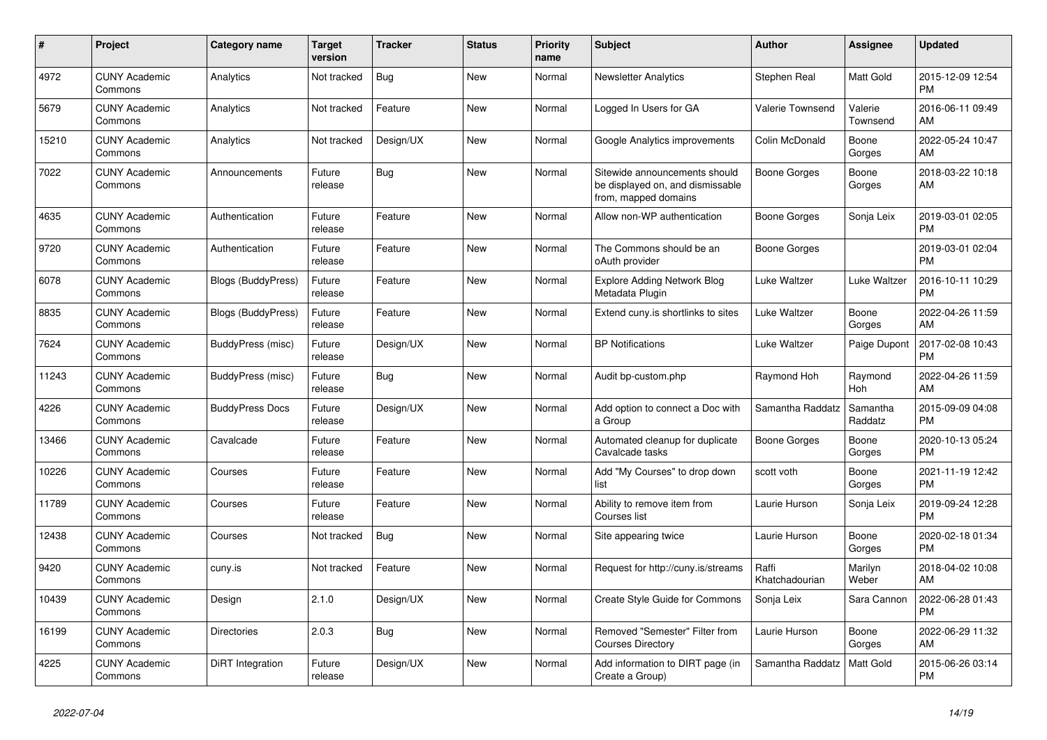| # | Project | Category name | Target version | Tracker | Status | Priority name | Subject | Author | Assignee | Updated |
|---|---|---|---|---|---|---|---|---|---|---|
| 4972 | CUNY Academic Commons | Analytics | Not tracked | Bug | New | Normal | Newsletter Analytics | Stephen Real | Matt Gold | 2015-12-09 12:54 PM |
| 5679 | CUNY Academic Commons | Analytics | Not tracked | Feature | New | Normal | Logged In Users for GA | Valerie Townsend | Valerie Townsend | 2016-06-11 09:49 AM |
| 15210 | CUNY Academic Commons | Analytics | Not tracked | Design/UX | New | Normal | Google Analytics improvements | Colin McDonald | Boone Gorges | 2022-05-24 10:47 AM |
| 7022 | CUNY Academic Commons | Announcements | Future release | Bug | New | Normal | Sitewide announcements should be displayed on, and dismissable from, mapped domains | Boone Gorges | Boone Gorges | 2018-03-22 10:18 AM |
| 4635 | CUNY Academic Commons | Authentication | Future release | Feature | New | Normal | Allow non-WP authentication | Boone Gorges | Sonja Leix | 2019-03-01 02:05 PM |
| 9720 | CUNY Academic Commons | Authentication | Future release | Feature | New | Normal | The Commons should be an oAuth provider | Boone Gorges | | 2019-03-01 02:04 PM |
| 6078 | CUNY Academic Commons | Blogs (BuddyPress) | Future release | Feature | New | Normal | Explore Adding Network Blog Metadata Plugin | Luke Waltzer | Luke Waltzer | 2016-10-11 10:29 PM |
| 8835 | CUNY Academic Commons | Blogs (BuddyPress) | Future release | Feature | New | Normal | Extend cuny.is shortlinks to sites | Luke Waltzer | Boone Gorges | 2022-04-26 11:59 AM |
| 7624 | CUNY Academic Commons | BuddyPress (misc) | Future release | Design/UX | New | Normal | BP Notifications | Luke Waltzer | Paige Dupont | 2017-02-08 10:43 PM |
| 11243 | CUNY Academic Commons | BuddyPress (misc) | Future release | Bug | New | Normal | Audit bp-custom.php | Raymond Hoh | Raymond Hoh | 2022-04-26 11:59 AM |
| 4226 | CUNY Academic Commons | BuddyPress Docs | Future release | Design/UX | New | Normal | Add option to connect a Doc with a Group | Samantha Raddatz | Samantha Raddatz | 2015-09-09 04:08 PM |
| 13466 | CUNY Academic Commons | Cavalcade | Future release | Feature | New | Normal | Automated cleanup for duplicate Cavalcade tasks | Boone Gorges | Boone Gorges | 2020-10-13 05:24 PM |
| 10226 | CUNY Academic Commons | Courses | Future release | Feature | New | Normal | Add "My Courses" to drop down list | scott voth | Boone Gorges | 2021-11-19 12:42 PM |
| 11789 | CUNY Academic Commons | Courses | Future release | Feature | New | Normal | Ability to remove item from Courses list | Laurie Hurson | Sonja Leix | 2019-09-24 12:28 PM |
| 12438 | CUNY Academic Commons | Courses | Not tracked | Bug | New | Normal | Site appearing twice | Laurie Hurson | Boone Gorges | 2020-02-18 01:34 PM |
| 9420 | CUNY Academic Commons | cuny.is | Not tracked | Feature | New | Normal | Request for http://cuny.is/streams | Raffi Khatchadourian | Marilyn Weber | 2018-04-02 10:08 AM |
| 10439 | CUNY Academic Commons | Design | 2.1.0 | Design/UX | New | Normal | Create Style Guide for Commons | Sonja Leix | Sara Cannon | 2022-06-28 01:43 PM |
| 16199 | CUNY Academic Commons | Directories | 2.0.3 | Bug | New | Normal | Removed "Semester" Filter from Courses Directory | Laurie Hurson | Boone Gorges | 2022-06-29 11:32 AM |
| 4225 | CUNY Academic Commons | DiRT Integration | Future release | Design/UX | New | Normal | Add information to DIRT page (in Create a Group) | Samantha Raddatz | Matt Gold | 2015-06-26 03:14 PM |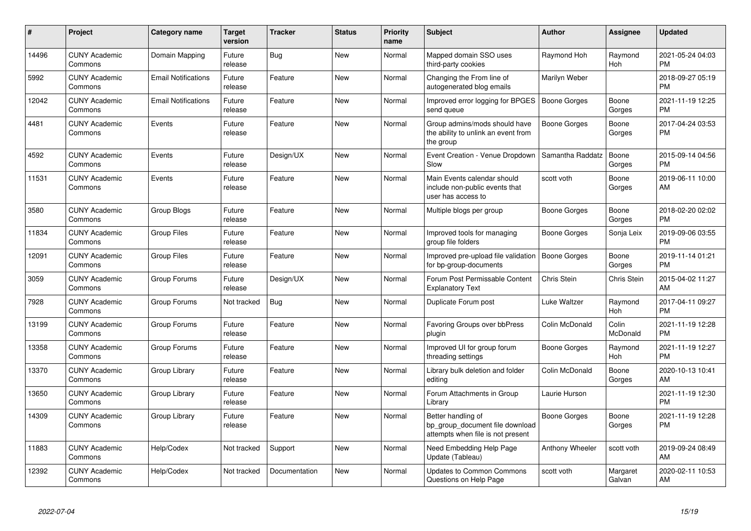| # | Project | Category name | Target version | Tracker | Status | Priority name | Subject | Author | Assignee | Updated |
|---|---|---|---|---|---|---|---|---|---|---|
| 14496 | CUNY Academic Commons | Domain Mapping | Future release | Bug | New | Normal | Mapped domain SSO uses third-party cookies | Raymond Hoh | Raymond Hoh | 2021-05-24 04:03 PM |
| 5992 | CUNY Academic Commons | Email Notifications | Future release | Feature | New | Normal | Changing the From line of autogenerated blog emails | Marilyn Weber | | 2018-09-27 05:19 PM |
| 12042 | CUNY Academic Commons | Email Notifications | Future release | Feature | New | Normal | Improved error logging for BPGES send queue | Boone Gorges | Boone Gorges | 2021-11-19 12:25 PM |
| 4481 | CUNY Academic Commons | Events | Future release | Feature | New | Normal | Group admins/mods should have the ability to unlink an event from the group | Boone Gorges | Boone Gorges | 2017-04-24 03:53 PM |
| 4592 | CUNY Academic Commons | Events | Future release | Design/UX | New | Normal | Event Creation - Venue Dropdown Slow | Samantha Raddatz | Boone Gorges | 2015-09-14 04:56 PM |
| 11531 | CUNY Academic Commons | Events | Future release | Feature | New | Normal | Main Events calendar should include non-public events that user has access to | scott voth | Boone Gorges | 2019-06-11 10:00 AM |
| 3580 | CUNY Academic Commons | Group Blogs | Future release | Feature | New | Normal | Multiple blogs per group | Boone Gorges | Boone Gorges | 2018-02-20 02:02 PM |
| 11834 | CUNY Academic Commons | Group Files | Future release | Feature | New | Normal | Improved tools for managing group file folders | Boone Gorges | Sonja Leix | 2019-09-06 03:55 PM |
| 12091 | CUNY Academic Commons | Group Files | Future release | Feature | New | Normal | Improved pre-upload file validation for bp-group-documents | Boone Gorges | Boone Gorges | 2019-11-14 01:21 PM |
| 3059 | CUNY Academic Commons | Group Forums | Future release | Design/UX | New | Normal | Forum Post Permissable Content Explanatory Text | Chris Stein | Chris Stein | 2015-04-02 11:27 AM |
| 7928 | CUNY Academic Commons | Group Forums | Not tracked | Bug | New | Normal | Duplicate Forum post | Luke Waltzer | Raymond Hoh | 2017-04-11 09:27 PM |
| 13199 | CUNY Academic Commons | Group Forums | Future release | Feature | New | Normal | Favoring Groups over bbPress plugin | Colin McDonald | Colin McDonald | 2021-11-19 12:28 PM |
| 13358 | CUNY Academic Commons | Group Forums | Future release | Feature | New | Normal | Improved UI for group forum threading settings | Boone Gorges | Raymond Hoh | 2021-11-19 12:27 PM |
| 13370 | CUNY Academic Commons | Group Library | Future release | Feature | New | Normal | Library bulk deletion and folder editing | Colin McDonald | Boone Gorges | 2020-10-13 10:41 AM |
| 13650 | CUNY Academic Commons | Group Library | Future release | Feature | New | Normal | Forum Attachments in Group Library | Laurie Hurson | | 2021-11-19 12:30 PM |
| 14309 | CUNY Academic Commons | Group Library | Future release | Feature | New | Normal | Better handling of bp_group_document file download attempts when file is not present | Boone Gorges | Boone Gorges | 2021-11-19 12:28 PM |
| 11883 | CUNY Academic Commons | Help/Codex | Not tracked | Support | New | Normal | Need Embedding Help Page Update (Tableau) | Anthony Wheeler | scott voth | 2019-09-24 08:49 AM |
| 12392 | CUNY Academic Commons | Help/Codex | Not tracked | Documentation | New | Normal | Updates to Common Commons Questions on Help Page | scott voth | Margaret Galvan | 2020-02-11 10:53 AM |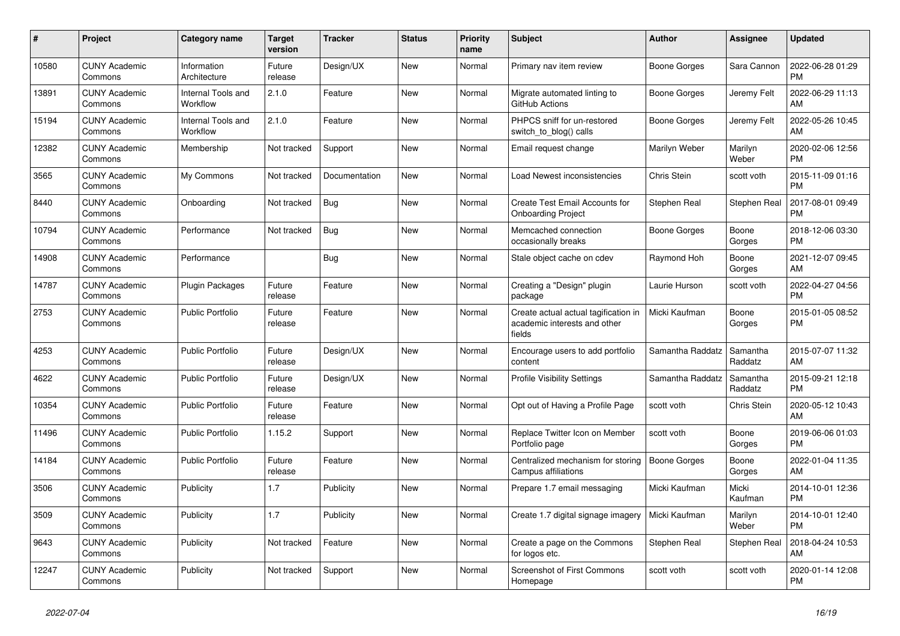| # | Project | Category name | Target version | Tracker | Status | Priority name | Subject | Author | Assignee | Updated |
|---|---|---|---|---|---|---|---|---|---|---|
| 10580 | CUNY Academic Commons | Information Architecture | Future release | Design/UX | New | Normal | Primary nav item review | Boone Gorges | Sara Cannon | 2022-06-28 01:29 PM |
| 13891 | CUNY Academic Commons | Internal Tools and Workflow | 2.1.0 | Feature | New | Normal | Migrate automated linting to GitHub Actions | Boone Gorges | Jeremy Felt | 2022-06-29 11:13 AM |
| 15194 | CUNY Academic Commons | Internal Tools and Workflow | 2.1.0 | Feature | New | Normal | PHPCS sniff for un-restored switch_to_blog() calls | Boone Gorges | Jeremy Felt | 2022-05-26 10:45 AM |
| 12382 | CUNY Academic Commons | Membership | Not tracked | Support | New | Normal | Email request change | Marilyn Weber | Marilyn Weber | 2020-02-06 12:56 PM |
| 3565 | CUNY Academic Commons | My Commons | Not tracked | Documentation | New | Normal | Load Newest inconsistencies | Chris Stein | scott voth | 2015-11-09 01:16 PM |
| 8440 | CUNY Academic Commons | Onboarding | Not tracked | Bug | New | Normal | Create Test Email Accounts for Onboarding Project | Stephen Real | Stephen Real | 2017-08-01 09:49 PM |
| 10794 | CUNY Academic Commons | Performance | Not tracked | Bug | New | Normal | Memcached connection occasionally breaks | Boone Gorges | Boone Gorges | 2018-12-06 03:30 PM |
| 14908 | CUNY Academic Commons | Performance | | Bug | New | Normal | Stale object cache on cdev | Raymond Hoh | Boone Gorges | 2021-12-07 09:45 AM |
| 14787 | CUNY Academic Commons | Plugin Packages | Future release | Feature | New | Normal | Creating a "Design" plugin package | Laurie Hurson | scott voth | 2022-04-27 04:56 PM |
| 2753 | CUNY Academic Commons | Public Portfolio | Future release | Feature | New | Normal | Create actual actual tagification in academic interests and other fields | Micki Kaufman | Boone Gorges | 2015-01-05 08:52 PM |
| 4253 | CUNY Academic Commons | Public Portfolio | Future release | Design/UX | New | Normal | Encourage users to add portfolio content | Samantha Raddatz | Samantha Raddatz | 2015-07-07 11:32 AM |
| 4622 | CUNY Academic Commons | Public Portfolio | Future release | Design/UX | New | Normal | Profile Visibility Settings | Samantha Raddatz | Samantha Raddatz | 2015-09-21 12:18 PM |
| 10354 | CUNY Academic Commons | Public Portfolio | Future release | Feature | New | Normal | Opt out of Having a Profile Page | scott voth | Chris Stein | 2020-05-12 10:43 AM |
| 11496 | CUNY Academic Commons | Public Portfolio | 1.15.2 | Support | New | Normal | Replace Twitter Icon on Member Portfolio page | scott voth | Boone Gorges | 2019-06-06 01:03 PM |
| 14184 | CUNY Academic Commons | Public Portfolio | Future release | Feature | New | Normal | Centralized mechanism for storing Campus affiliations | Boone Gorges | Boone Gorges | 2022-01-04 11:35 AM |
| 3506 | CUNY Academic Commons | Publicity | 1.7 | Publicity | New | Normal | Prepare 1.7 email messaging | Micki Kaufman | Micki Kaufman | 2014-10-01 12:36 PM |
| 3509 | CUNY Academic Commons | Publicity | 1.7 | Publicity | New | Normal | Create 1.7 digital signage imagery | Micki Kaufman | Marilyn Weber | 2014-10-01 12:40 PM |
| 9643 | CUNY Academic Commons | Publicity | Not tracked | Feature | New | Normal | Create a page on the Commons for logos etc. | Stephen Real | Stephen Real | 2018-04-24 10:53 AM |
| 12247 | CUNY Academic Commons | Publicity | Not tracked | Support | New | Normal | Screenshot of First Commons Homepage | scott voth | scott voth | 2020-01-14 12:08 PM |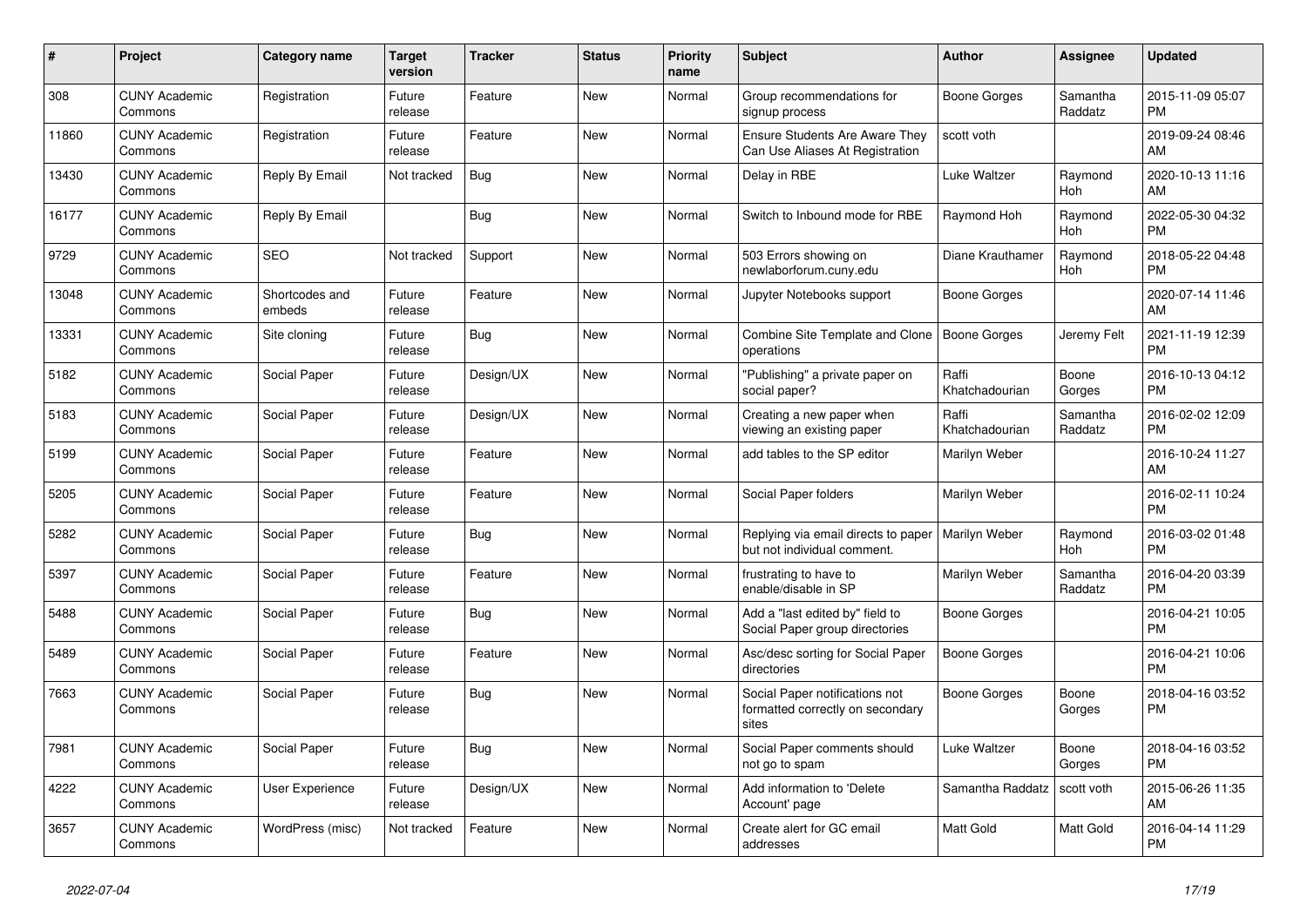| # | Project | Category name | Target version | Tracker | Status | Priority name | Subject | Author | Assignee | Updated |
|---|---|---|---|---|---|---|---|---|---|---|
| 308 | CUNY Academic Commons | Registration | Future release | Feature | New | Normal | Group recommendations for signup process | Boone Gorges | Samantha Raddatz | 2015-11-09 05:07 PM |
| 11860 | CUNY Academic Commons | Registration | Future release | Feature | New | Normal | Ensure Students Are Aware They Can Use Aliases At Registration | scott voth | | 2019-09-24 08:46 AM |
| 13430 | CUNY Academic Commons | Reply By Email | Not tracked | Bug | New | Normal | Delay in RBE | Luke Waltzer | Raymond Hoh | 2020-10-13 11:16 AM |
| 16177 | CUNY Academic Commons | Reply By Email | | Bug | New | Normal | Switch to Inbound mode for RBE | Raymond Hoh | Raymond Hoh | 2022-05-30 04:32 PM |
| 9729 | CUNY Academic Commons | SEO | Not tracked | Support | New | Normal | 503 Errors showing on newlaborforum.cuny.edu | Diane Krauthamer | Raymond Hoh | 2018-05-22 04:48 PM |
| 13048 | CUNY Academic Commons | Shortcodes and embeds | Future release | Feature | New | Normal | Jupyter Notebooks support | Boone Gorges | | 2020-07-14 11:46 AM |
| 13331 | CUNY Academic Commons | Site cloning | Future release | Bug | New | Normal | Combine Site Template and Clone operations | Boone Gorges | Jeremy Felt | 2021-11-19 12:39 PM |
| 5182 | CUNY Academic Commons | Social Paper | Future release | Design/UX | New | Normal | "Publishing" a private paper on social paper? | Raffi Khatchadourian | Boone Gorges | 2016-10-13 04:12 PM |
| 5183 | CUNY Academic Commons | Social Paper | Future release | Design/UX | New | Normal | Creating a new paper when viewing an existing paper | Raffi Khatchadourian | Samantha Raddatz | 2016-02-02 12:09 PM |
| 5199 | CUNY Academic Commons | Social Paper | Future release | Feature | New | Normal | add tables to the SP editor | Marilyn Weber | | 2016-10-24 11:27 AM |
| 5205 | CUNY Academic Commons | Social Paper | Future release | Feature | New | Normal | Social Paper folders | Marilyn Weber | | 2016-02-11 10:24 PM |
| 5282 | CUNY Academic Commons | Social Paper | Future release | Bug | New | Normal | Replying via email directs to paper but not individual comment. | Marilyn Weber | Raymond Hoh | 2016-03-02 01:48 PM |
| 5397 | CUNY Academic Commons | Social Paper | Future release | Feature | New | Normal | frustrating to have to enable/disable in SP | Marilyn Weber | Samantha Raddatz | 2016-04-20 03:39 PM |
| 5488 | CUNY Academic Commons | Social Paper | Future release | Bug | New | Normal | Add a "last edited by" field to Social Paper group directories | Boone Gorges | | 2016-04-21 10:05 PM |
| 5489 | CUNY Academic Commons | Social Paper | Future release | Feature | New | Normal | Asc/desc sorting for Social Paper directories | Boone Gorges | | 2016-04-21 10:06 PM |
| 7663 | CUNY Academic Commons | Social Paper | Future release | Bug | New | Normal | Social Paper notifications not formatted correctly on secondary sites | Boone Gorges | Boone Gorges | 2018-04-16 03:52 PM |
| 7981 | CUNY Academic Commons | Social Paper | Future release | Bug | New | Normal | Social Paper comments should not go to spam | Luke Waltzer | Boone Gorges | 2018-04-16 03:52 PM |
| 4222 | CUNY Academic Commons | User Experience | Future release | Design/UX | New | Normal | Add information to 'Delete Account' page | Samantha Raddatz | scott voth | 2015-06-26 11:35 AM |
| 3657 | CUNY Academic Commons | WordPress (misc) | Not tracked | Feature | New | Normal | Create alert for GC email addresses | Matt Gold | Matt Gold | 2016-04-14 11:29 PM |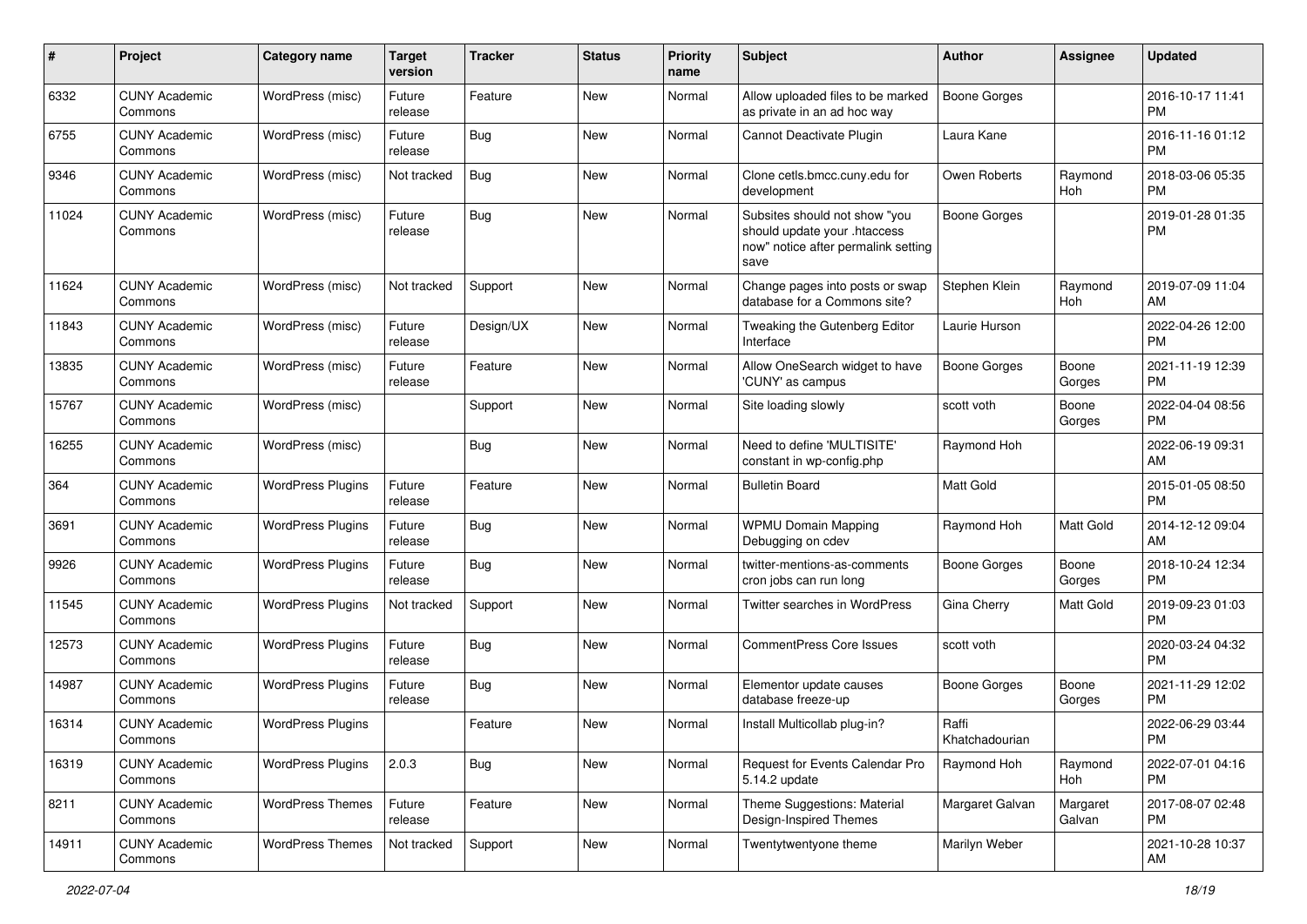| # | Project | Category name | Target version | Tracker | Status | Priority name | Subject | Author | Assignee | Updated |
|---|---|---|---|---|---|---|---|---|---|---|
| 6332 | CUNY Academic Commons | WordPress (misc) | Future release | Feature | New | Normal | Allow uploaded files to be marked as private in an ad hoc way | Boone Gorges | | 2016-10-17 11:41 PM |
| 6755 | CUNY Academic Commons | WordPress (misc) | Future release | Bug | New | Normal | Cannot Deactivate Plugin | Laura Kane | | 2016-11-16 01:12 PM |
| 9346 | CUNY Academic Commons | WordPress (misc) | Not tracked | Bug | New | Normal | Clone cetls.bmcc.cuny.edu for development | Owen Roberts | Raymond Hoh | 2018-03-06 05:35 PM |
| 11024 | CUNY Academic Commons | WordPress (misc) | Future release | Bug | New | Normal | Subsites should not show "you should update your .htaccess now" notice after permalink setting save | Boone Gorges | | 2019-01-28 01:35 PM |
| 11624 | CUNY Academic Commons | WordPress (misc) | Not tracked | Support | New | Normal | Change pages into posts or swap database for a Commons site? | Stephen Klein | Raymond Hoh | 2019-07-09 11:04 AM |
| 11843 | CUNY Academic Commons | WordPress (misc) | Future release | Design/UX | New | Normal | Tweaking the Gutenberg Editor Interface | Laurie Hurson | | 2022-04-26 12:00 PM |
| 13835 | CUNY Academic Commons | WordPress (misc) | Future release | Feature | New | Normal | Allow OneSearch widget to have 'CUNY' as campus | Boone Gorges | Boone Gorges | 2021-11-19 12:39 PM |
| 15767 | CUNY Academic Commons | WordPress (misc) | | Support | New | Normal | Site loading slowly | scott voth | Boone Gorges | 2022-04-04 08:56 PM |
| 16255 | CUNY Academic Commons | WordPress (misc) | | Bug | New | Normal | Need to define 'MULTISITE' constant in wp-config.php | Raymond Hoh | | 2022-06-19 09:31 AM |
| 364 | CUNY Academic Commons | WordPress Plugins | Future release | Feature | New | Normal | Bulletin Board | Matt Gold | | 2015-01-05 08:50 PM |
| 3691 | CUNY Academic Commons | WordPress Plugins | Future release | Bug | New | Normal | WPMU Domain Mapping Debugging on cdev | Raymond Hoh | Matt Gold | 2014-12-12 09:04 AM |
| 9926 | CUNY Academic Commons | WordPress Plugins | Future release | Bug | New | Normal | twitter-mentions-as-comments cron jobs can run long | Boone Gorges | Boone Gorges | 2018-10-24 12:34 PM |
| 11545 | CUNY Academic Commons | WordPress Plugins | Not tracked | Support | New | Normal | Twitter searches in WordPress | Gina Cherry | Matt Gold | 2019-09-23 01:03 PM |
| 12573 | CUNY Academic Commons | WordPress Plugins | Future release | Bug | New | Normal | CommentPress Core Issues | scott voth | | 2020-03-24 04:32 PM |
| 14987 | CUNY Academic Commons | WordPress Plugins | Future release | Bug | New | Normal | Elementor update causes database freeze-up | Boone Gorges | Boone Gorges | 2021-11-29 12:02 PM |
| 16314 | CUNY Academic Commons | WordPress Plugins | | Feature | New | Normal | Install Multicollab plug-in? | Raffi Khatchadourian | | 2022-06-29 03:44 PM |
| 16319 | CUNY Academic Commons | WordPress Plugins | 2.0.3 | Bug | New | Normal | Request for Events Calendar Pro 5.14.2 update | Raymond Hoh | Raymond Hoh | 2022-07-01 04:16 PM |
| 8211 | CUNY Academic Commons | WordPress Themes | Future release | Feature | New | Normal | Theme Suggestions: Material Design-Inspired Themes | Margaret Galvan | Margaret Galvan | 2017-08-07 02:48 PM |
| 14911 | CUNY Academic Commons | WordPress Themes | Not tracked | Support | New | Normal | Twentytwentyone theme | Marilyn Weber | | 2021-10-28 10:37 AM |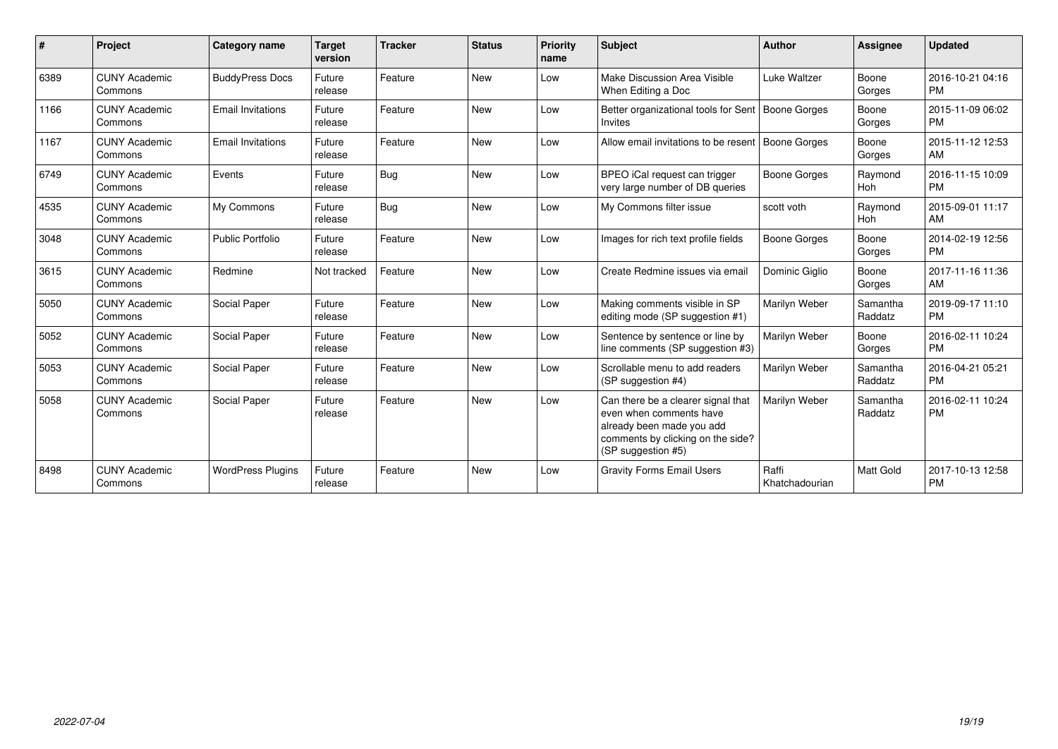| # | Project | Category name | Target version | Tracker | Status | Priority name | Subject | Author | Assignee | Updated |
|---|---|---|---|---|---|---|---|---|---|---|
| 6389 | CUNY Academic Commons | BuddyPress Docs | Future release | Feature | New | Low | Make Discussion Area Visible When Editing a Doc | Luke Waltzer | Boone Gorges | 2016-10-21 04:16 PM |
| 1166 | CUNY Academic Commons | Email Invitations | Future release | Feature | New | Low | Better organizational tools for Sent Invites | Boone Gorges | Boone Gorges | 2015-11-09 06:02 PM |
| 1167 | CUNY Academic Commons | Email Invitations | Future release | Feature | New | Low | Allow email invitations to be resent | Boone Gorges | Boone Gorges | 2015-11-12 12:53 AM |
| 6749 | CUNY Academic Commons | Events | Future release | Bug | New | Low | BPEO iCal request can trigger very large number of DB queries | Boone Gorges | Raymond Hoh | 2016-11-15 10:09 PM |
| 4535 | CUNY Academic Commons | My Commons | Future release | Bug | New | Low | My Commons filter issue | scott voth | Raymond Hoh | 2015-09-01 11:17 AM |
| 3048 | CUNY Academic Commons | Public Portfolio | Future release | Feature | New | Low | Images for rich text profile fields | Boone Gorges | Boone Gorges | 2014-02-19 12:56 PM |
| 3615 | CUNY Academic Commons | Redmine | Not tracked | Feature | New | Low | Create Redmine issues via email | Dominic Giglio | Boone Gorges | 2017-11-16 11:36 AM |
| 5050 | CUNY Academic Commons | Social Paper | Future release | Feature | New | Low | Making comments visible in SP editing mode (SP suggestion #1) | Marilyn Weber | Samantha Raddatz | 2019-09-17 11:10 PM |
| 5052 | CUNY Academic Commons | Social Paper | Future release | Feature | New | Low | Sentence by sentence or line by line comments (SP suggestion #3) | Marilyn Weber | Boone Gorges | 2016-02-11 10:24 PM |
| 5053 | CUNY Academic Commons | Social Paper | Future release | Feature | New | Low | Scrollable menu to add readers (SP suggestion #4) | Marilyn Weber | Samantha Raddatz | 2016-04-21 05:21 PM |
| 5058 | CUNY Academic Commons | Social Paper | Future release | Feature | New | Low | Can there be a clearer signal that even when comments have already been made you add comments by clicking on the side? (SP suggestion #5) | Marilyn Weber | Samantha Raddatz | 2016-02-11 10:24 PM |
| 8498 | CUNY Academic Commons | WordPress Plugins | Future release | Feature | New | Low | Gravity Forms Email Users | Raffi Khatchadourian | Matt Gold | 2017-10-13 12:58 PM |